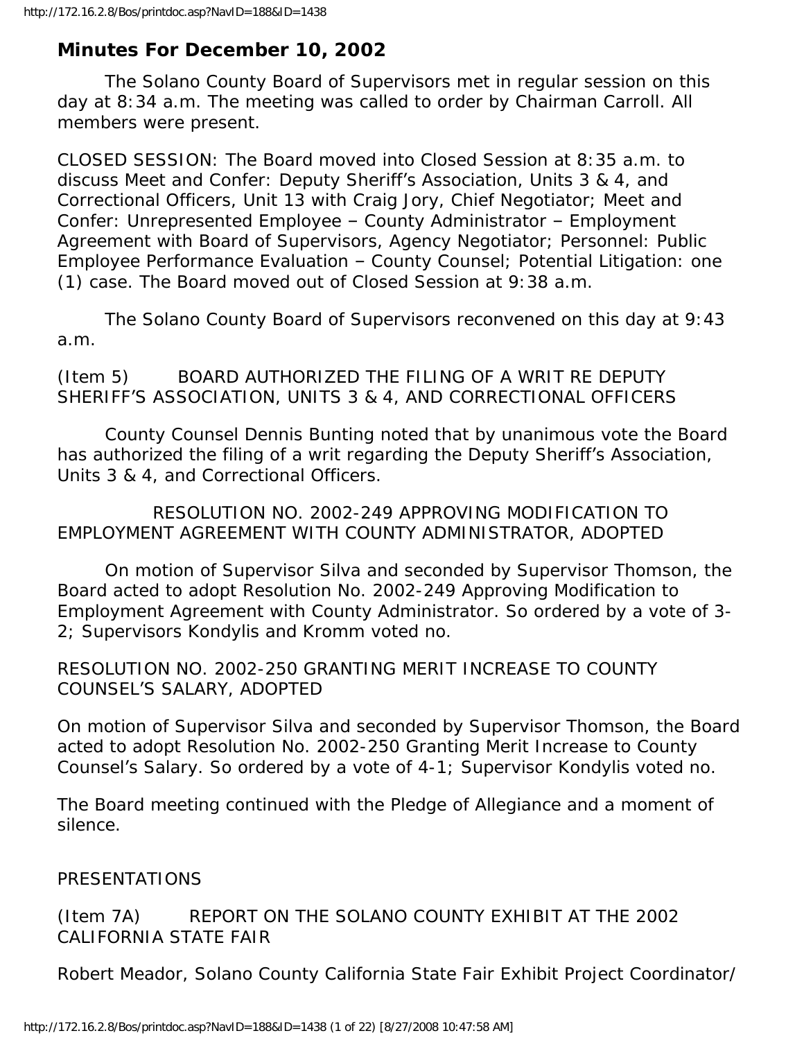## Minutes For December 10, 2002

The Solano County Board of Supervisors met in regular session on this day at 8:34 a.m. The meeting was called to order by Chairman Carroll. All members were present.

CLOSED SESSION: The Board moved into Closed Session at 8:35 a.m. to discuss Meet and Confer: Deputy Sheriff's Association, Units 3 & 4, and Correctional Officers, Unit 13 with Craig Jory, Chief Negotiator; Meet and Confer: Unrepresented Employee – County Administrator – Employment Agreement with Board of Supervisors, Agency Negotiator; Personnel: Public Employee Performance Evaluation – County Counsel; Potential Litigation: one (1) case. The Board moved out of Closed Session at 9:38 a.m.

The Solano County Board of Supervisors reconvened on this day at 9:43 a.m.

(Item 5) BOARD AUTHORIZED THE FILING OF A WRIT RE DEPUTY SHERIFF'S ASSOCIATION, UNITS 3 & 4, AND CORRECTIONAL OFFICERS

County Counsel Dennis Bunting noted that by unanimous vote the Board has authorized the filing of a writ regarding the Deputy Sheriff's Association, Units 3 & 4, and Correctional Officers.

RESOLUTION NO. 2002-249 APPROVING MODIFICATION TO EMPLOYMENT AGREEMENT WITH COUNTY ADMINISTRATOR, ADOPTED

On motion of Supervisor Silva and seconded by Supervisor Thomson, the Board acted to adopt Resolution No. 2002-249 Approving Modification to Employment Agreement with County Administrator. So ordered by a vote of 3-2; Supervisors Kondylis and Kromm voted no.

RESOLUTION NO. 2002-250 GRANTING MERIT INCREASE TO COUNTY COUNSEL'S SALARY, ADOPTED

On motion of Supervisor Silva and seconded by Supervisor Thomson, the Board acted to adopt Resolution No. 2002-250 Granting Merit Increase to County Counsel's Salary. So ordered by a vote of 4-1; Supervisor Kondylis voted no.

The Board meeting continued with the Pledge of Allegiance and a moment of silence.

PRESENTATIONS

(Item 7A) REPORT ON THE SOLANO COUNTY EXHIBIT AT THE 2002 CALIFORNIA STATE FAIR

Robert Meador, Solano County California State Fair Exhibit Project Coordinator/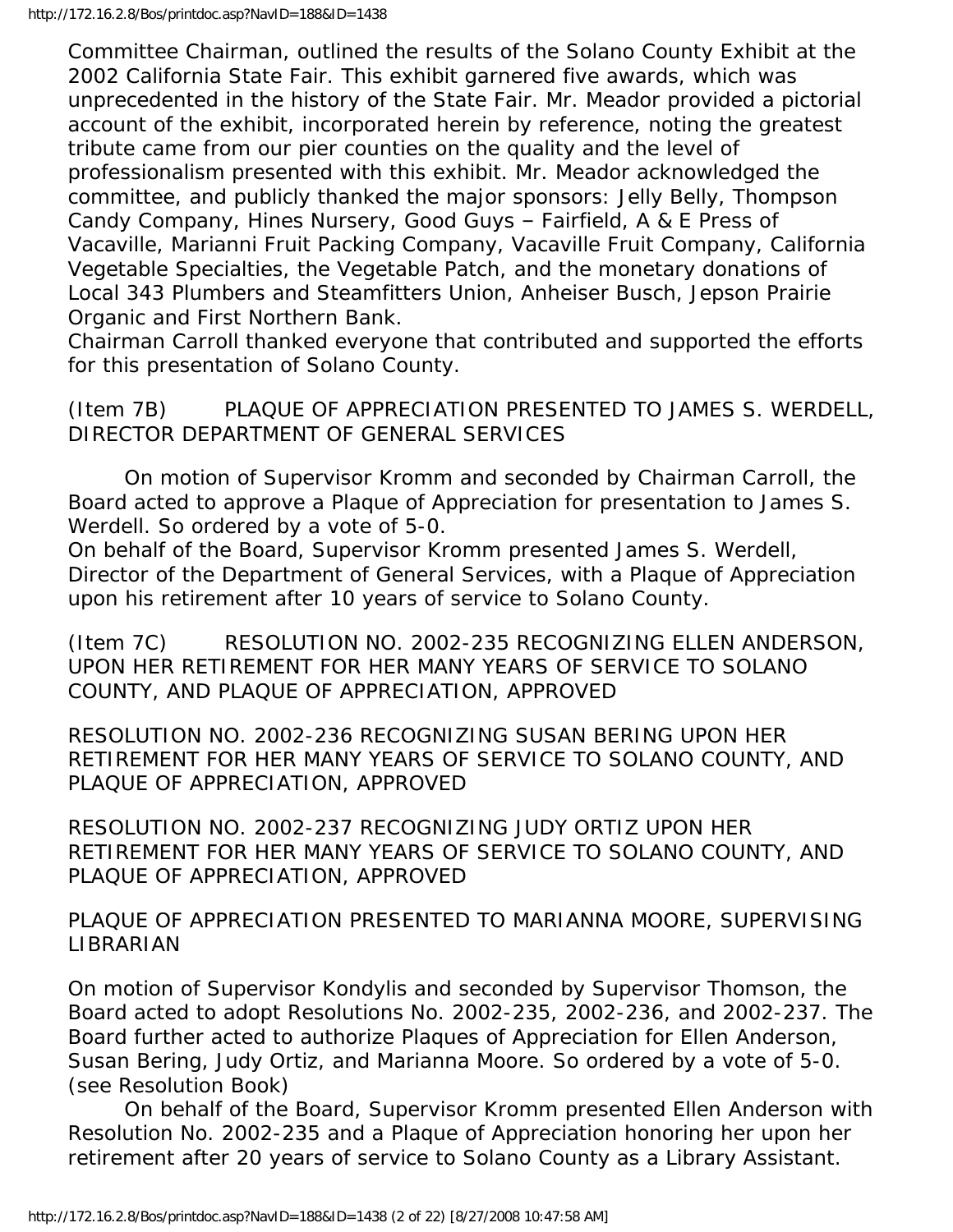Committee Chairman, outlined the results of the Solano County Exhibit at the 2002 California State Fair. This exhibit garnered five awards, which was unprecedented in the history of the State Fair. Mr. Meador provided a pictorial account of the exhibit, incorporated herein by reference, noting the greatest tribute came from our pier counties on the quality and the level of professionalism presented with this exhibit. Mr. Meador acknowledged the committee, and publicly thanked the major sponsors: Jelly Belly, Thompson Candy Company, Hines Nursery, Good Guys – Fairfield, A & E Press of Vacaville, Marianni Fruit Packing Company, Vacaville Fruit Company, California Vegetable Specialties, the Vegetable Patch, and the monetary donations of Local 343 Plumbers and Steamfitters Union, Anheiser Busch, Jepson Prairie Organic and First Northern Bank.

Chairman Carroll thanked everyone that contributed and supported the efforts for this presentation of Solano County.

(Item 7B) PLAQUE OF APPRECIATION PRESENTED TO JAMES S. WERDELL, DIRECTOR DEPARTMENT OF GENERAL SERVICES

On motion of Supervisor Kromm and seconded by Chairman Carroll, the Board acted to approve a Plaque of Appreciation for presentation to James S. Werdell. So ordered by a vote of 5-0.

On behalf of the Board, Supervisor Kromm presented James S. Werdell, Director of the Department of General Services, with a Plaque of Appreciation upon his retirement after 10 years of service to Solano County.

(Item 7C) RESOLUTION NO. 2002-235 RECOGNIZING ELLEN ANDERSON, UPON HER RETIREMENT FOR HER MANY YEARS OF SERVICE TO SOLANO COUNTY, AND PLAQUE OF APPRECIATION, APPROVED

RESOLUTION NO. 2002-236 RECOGNIZING SUSAN BERING UPON HER RETIREMENT FOR HER MANY YEARS OF SERVICE TO SOLANO COUNTY, AND PLAQUE OF APPRECIATION, APPROVED

RESOLUTION NO. 2002-237 RECOGNIZING JUDY ORTIZ UPON HER RETIREMENT FOR HER MANY YEARS OF SERVICE TO SOLANO COUNTY, AND PLAQUE OF APPRECIATION, APPROVED

PLAQUE OF APPRECIATION PRESENTED TO MARIANNA MOORE, SUPERVISING LIBRARIAN

On motion of Supervisor Kondylis and seconded by Supervisor Thomson, the Board acted to adopt Resolutions No. 2002-235, 2002-236, and 2002-237. The Board further acted to authorize Plaques of Appreciation for Ellen Anderson, Susan Bering, Judy Ortiz, and Marianna Moore. So ordered by a vote of 5-0. (see Resolution Book)

On behalf of the Board, Supervisor Kromm presented Ellen Anderson with Resolution No. 2002-235 and a Plaque of Appreciation honoring her upon her retirement after 20 years of service to Solano County as a Library Assistant.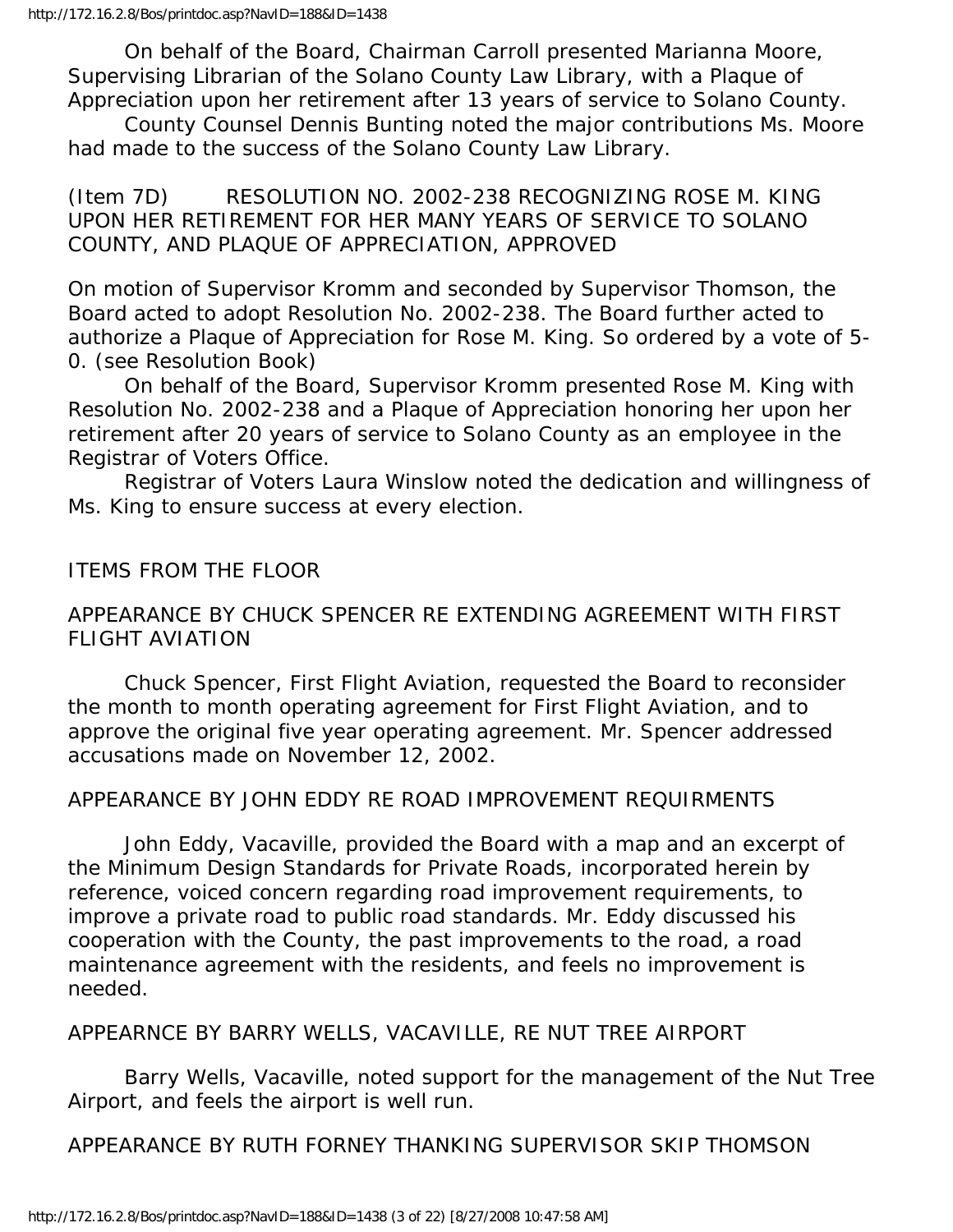On behalf of the Board, Chairman Carroll presented Marianna Moore, Supervising Librarian of the Solano County Law Library, with a Plaque of Appreciation upon her retirement after 13 years of service to Solano County.

County Counsel Dennis Bunting noted the major contributions Ms. Moore had made to the success of the Solano County Law Library.

(Item 7D) RESOLUTION NO. 2002-238 RECOGNIZING ROSE M. KING UPON HER RETIREMENT FOR HER MANY YEARS OF SERVICE TO SOLANO COUNTY, AND PLAQUE OF APPRECIATION, APPROVED

On motion of Supervisor Kromm and seconded by Supervisor Thomson, the Board acted to adopt Resolution No. 2002-238. The Board further acted to authorize a Plaque of Appreciation for Rose M. King. So ordered by a vote of 5-0. (see Resolution Book)

On behalf of the Board, Supervisor Kromm presented Rose M. King with Resolution No. 2002-238 and a Plaque of Appreciation honoring her upon her retirement after 20 years of service to Solano County as an employee in the Registrar of Voters Office.

Registrar of Voters Laura Winslow noted the dedication and willingness of Ms. King to ensure success at every election.

ITEMS FROM THE FLOOR

APPEARANCE BY CHUCK SPENCER RE EXTENDING AGREEMENT WITH FIRST FLIGHT AVIATION

Chuck Spencer, First Flight Aviation, requested the Board to reconsider the month to month operating agreement for First Flight Aviation, and to approve the original five year operating agreement. Mr. Spencer addressed accusations made on November 12, 2002.

APPEARANCE BY JOHN EDDY RE ROAD IMPROVEMENT REQUIRMENTS

John Eddy, Vacaville, provided the Board with a map and an excerpt of the Minimum Design Standards for Private Roads, incorporated herein by reference, voiced concern regarding road improvement requirements, to improve a private road to public road standards. Mr. Eddy discussed his cooperation with the County, the past improvements to the road, a road maintenance agreement with the residents, and feels no improvement is needed.

APPEARNCE BY BARRY WELLS, VACAVILLE, RE NUT TREE AIRPORT

Barry Wells, Vacaville, noted support for the management of the Nut Tree Airport, and feels the airport is well run.

APPEARANCE BY RUTH FORNEY THANKING SUPERVISOR SKIP THOMSON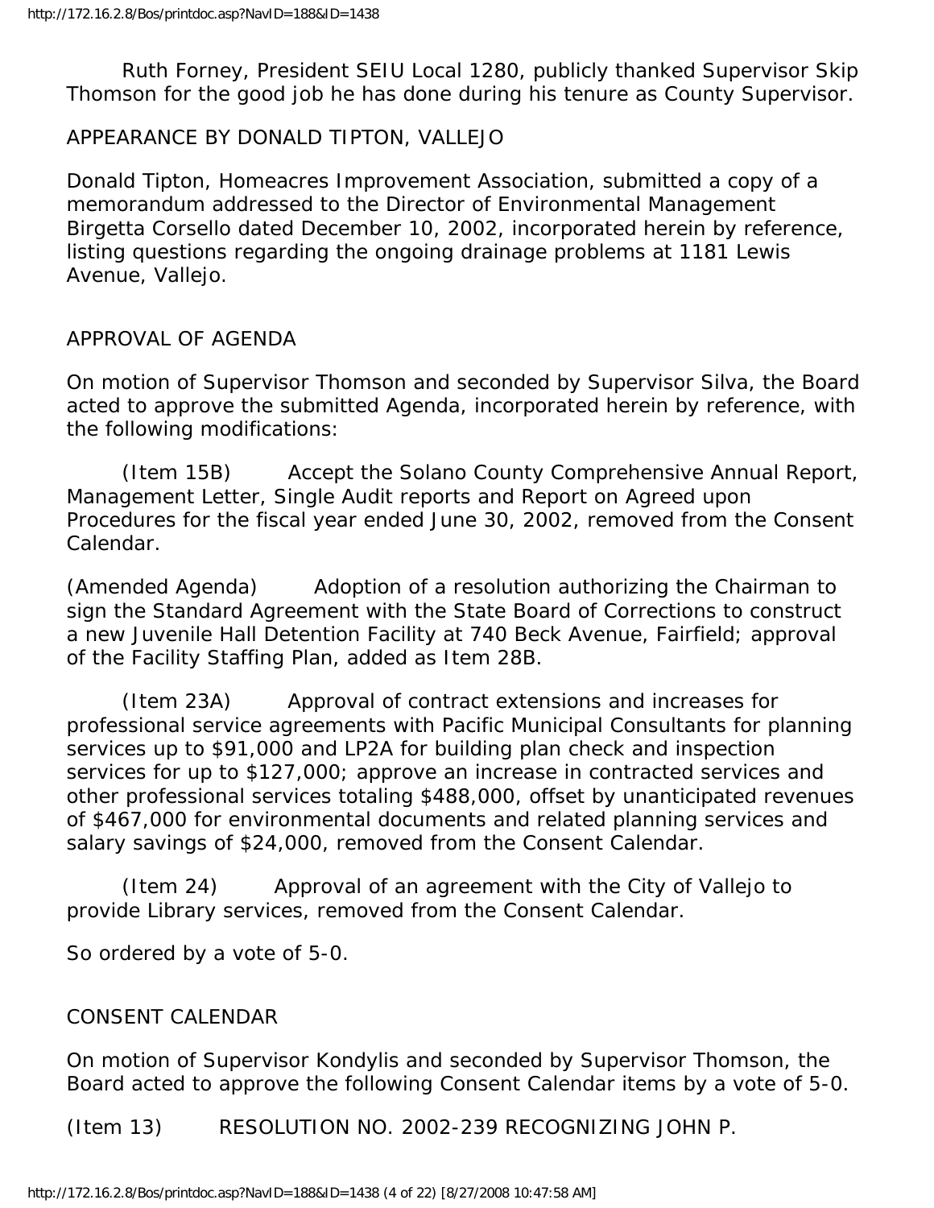Ruth Forney, President SEIU Local 1280, publicly thanked Supervisor Skip Thomson for the good job he has done during his tenure as County Supervisor.

APPEARANCE BY DONALD TIPTON, VALLEJO

Donald Tipton, Homeacres Improvement Association, submitted a copy of a memorandum addressed to the Director of Environmental Management Birgetta Corsello dated December 10, 2002, incorporated herein by reference, listing questions regarding the ongoing drainage problems at 1181 Lewis Avenue, Vallejo.

APPROVAL OF AGENDA

On motion of Supervisor Thomson and seconded by Supervisor Silva, the Board acted to approve the submitted Agenda, incorporated herein by reference, with the following modifications:

(Item 15B) Accept the Solano County Comprehensive Annual Report, Management Letter, Single Audit reports and Report on Agreed upon Procedures for the fiscal year ended June 30, 2002, removed from the Consent Calendar.

(Amended Agenda) Adoption of a resolution authorizing the Chairman to sign the Standard Agreement with the State Board of Corrections to construct a new Juvenile Hall Detention Facility at 740 Beck Avenue, Fairfield; approval of the Facility Staffing Plan, added as Item 28B.

(Item 23A) Approval of contract extensions and increases for professional service agreements with Pacific Municipal Consultants for planning services up to $91,000 and LP2A for building plan check and inspection services for up to $127,000; approve an increase in contracted services and other professional services totaling $488,000, offset by unanticipated revenues of $467,000 for environmental documents and related planning services and salary savings of $24,000, removed from the Consent Calendar.

(Item 24) Approval of an agreement with the City of Vallejo to provide Library services, removed from the Consent Calendar.

So ordered by a vote of 5-0.

CONSENT CALENDAR

On motion of Supervisor Kondylis and seconded by Supervisor Thomson, the Board acted to approve the following Consent Calendar items by a vote of 5-0.

(Item 13) RESOLUTION NO. 2002-239 RECOGNIZING JOHN P.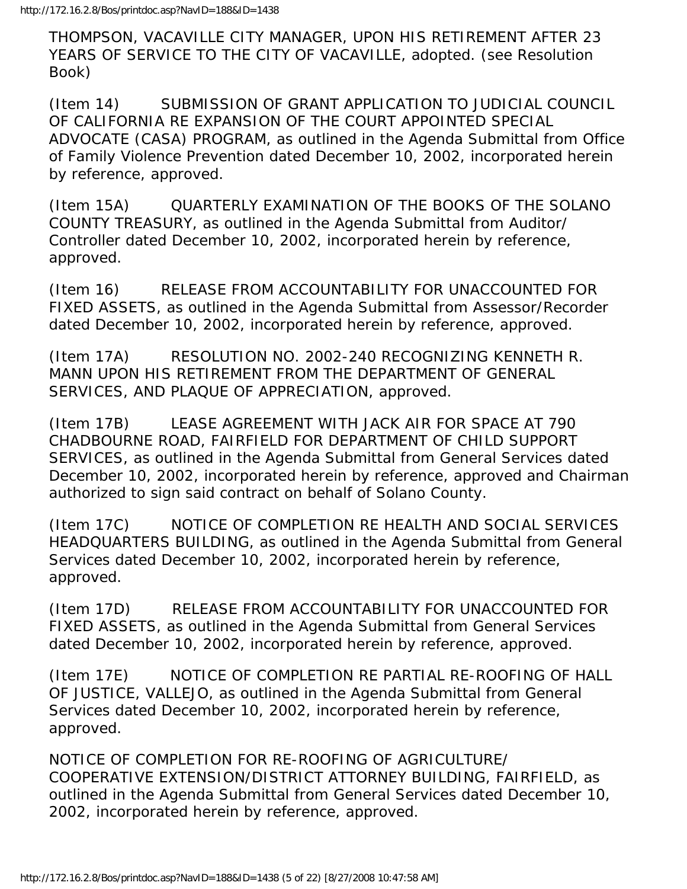THOMPSON, VACAVILLE CITY MANAGER, UPON HIS RETIREMENT AFTER 23 YEARS OF SERVICE TO THE CITY OF VACAVILLE, adopted. (see Resolution Book)

(Item 14) SUBMISSION OF GRANT APPLICATION TO JUDICIAL COUNCIL OF CALIFORNIA RE EXPANSION OF THE COURT APPOINTED SPECIAL ADVOCATE (CASA) PROGRAM, as outlined in the Agenda Submittal from Office of Family Violence Prevention dated December 10, 2002, incorporated herein by reference, approved.

(Item 15A) QUARTERLY EXAMINATION OF THE BOOKS OF THE SOLANO COUNTY TREASURY, as outlined in the Agenda Submittal from Auditor/ Controller dated December 10, 2002, incorporated herein by reference, approved.

(Item 16) RELEASE FROM ACCOUNTABILITY FOR UNACCOUNTED FOR FIXED ASSETS, as outlined in the Agenda Submittal from Assessor/Recorder dated December 10, 2002, incorporated herein by reference, approved.

(Item 17A) RESOLUTION NO. 2002-240 RECOGNIZING KENNETH R. MANN UPON HIS RETIREMENT FROM THE DEPARTMENT OF GENERAL SERVICES, AND PLAQUE OF APPRECIATION, approved.

(Item 17B) LEASE AGREEMENT WITH JACK AIR FOR SPACE AT 790 CHADBOURNE ROAD, FAIRFIELD FOR DEPARTMENT OF CHILD SUPPORT SERVICES, as outlined in the Agenda Submittal from General Services dated December 10, 2002, incorporated herein by reference, approved and Chairman authorized to sign said contract on behalf of Solano County.

(Item 17C) NOTICE OF COMPLETION RE HEALTH AND SOCIAL SERVICES HEADQUARTERS BUILDING, as outlined in the Agenda Submittal from General Services dated December 10, 2002, incorporated herein by reference, approved.

(Item 17D) RELEASE FROM ACCOUNTABILITY FOR UNACCOUNTED FOR FIXED ASSETS, as outlined in the Agenda Submittal from General Services dated December 10, 2002, incorporated herein by reference, approved.

(Item 17E) NOTICE OF COMPLETION RE PARTIAL RE-ROOFING OF HALL OF JUSTICE, VALLEJO, as outlined in the Agenda Submittal from General Services dated December 10, 2002, incorporated herein by reference, approved.

NOTICE OF COMPLETION FOR RE-ROOFING OF AGRICULTURE/ COOPERATIVE EXTENSION/DISTRICT ATTORNEY BUILDING, FAIRFIELD, as outlined in the Agenda Submittal from General Services dated December 10, 2002, incorporated herein by reference, approved.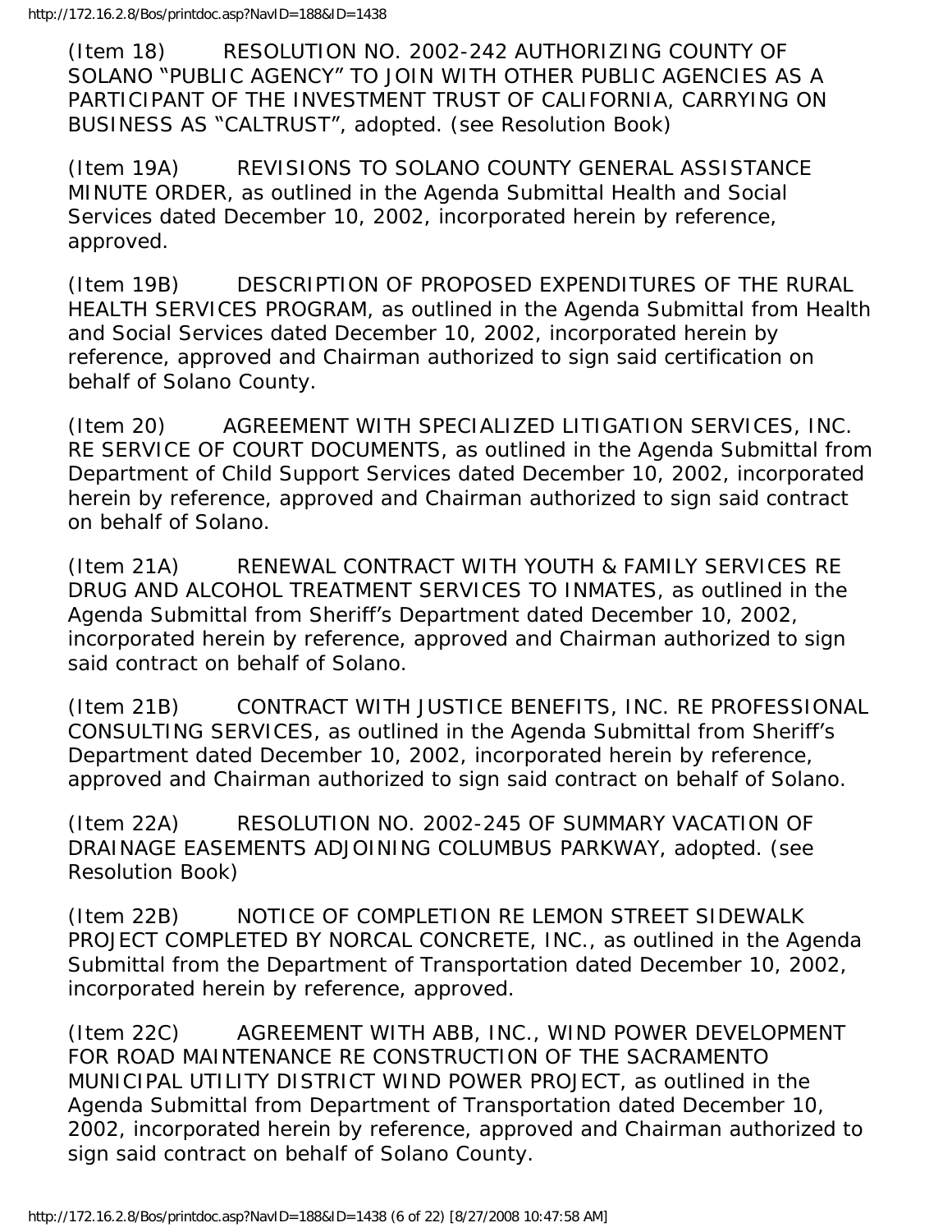(Item 18) RESOLUTION NO. 2002-242 AUTHORIZING COUNTY OF SOLANO "PUBLIC AGENCY" TO JOIN WITH OTHER PUBLIC AGENCIES AS A PARTICIPANT OF THE INVESTMENT TRUST OF CALIFORNIA, CARRYING ON BUSINESS AS "CALTRUST", adopted. (see Resolution Book)

(Item 19A) REVISIONS TO SOLANO COUNTY GENERAL ASSISTANCE MINUTE ORDER, as outlined in the Agenda Submittal Health and Social Services dated December 10, 2002, incorporated herein by reference, approved.

(Item 19B) DESCRIPTION OF PROPOSED EXPENDITURES OF THE RURAL HEALTH SERVICES PROGRAM, as outlined in the Agenda Submittal from Health and Social Services dated December 10, 2002, incorporated herein by reference, approved and Chairman authorized to sign said certification on behalf of Solano County.

(Item 20) AGREEMENT WITH SPECIALIZED LITIGATION SERVICES, INC. RE SERVICE OF COURT DOCUMENTS, as outlined in the Agenda Submittal from Department of Child Support Services dated December 10, 2002, incorporated herein by reference, approved and Chairman authorized to sign said contract on behalf of Solano.

(Item 21A) RENEWAL CONTRACT WITH YOUTH & FAMILY SERVICES RE DRUG AND ALCOHOL TREATMENT SERVICES TO INMATES, as outlined in the Agenda Submittal from Sheriff's Department dated December 10, 2002, incorporated herein by reference, approved and Chairman authorized to sign said contract on behalf of Solano.

(Item 21B) CONTRACT WITH JUSTICE BENEFITS, INC. RE PROFESSIONAL CONSULTING SERVICES, as outlined in the Agenda Submittal from Sheriff's Department dated December 10, 2002, incorporated herein by reference, approved and Chairman authorized to sign said contract on behalf of Solano.

(Item 22A) RESOLUTION NO. 2002-245 OF SUMMARY VACATION OF DRAINAGE EASEMENTS ADJOINING COLUMBUS PARKWAY, adopted. (see Resolution Book)

(Item 22B) NOTICE OF COMPLETION RE LEMON STREET SIDEWALK PROJECT COMPLETED BY NORCAL CONCRETE, INC., as outlined in the Agenda Submittal from the Department of Transportation dated December 10, 2002, incorporated herein by reference, approved.

(Item 22C) AGREEMENT WITH ABB, INC., WIND POWER DEVELOPMENT FOR ROAD MAINTENANCE RE CONSTRUCTION OF THE SACRAMENTO MUNICIPAL UTILITY DISTRICT WIND POWER PROJECT, as outlined in the Agenda Submittal from Department of Transportation dated December 10, 2002, incorporated herein by reference, approved and Chairman authorized to sign said contract on behalf of Solano County.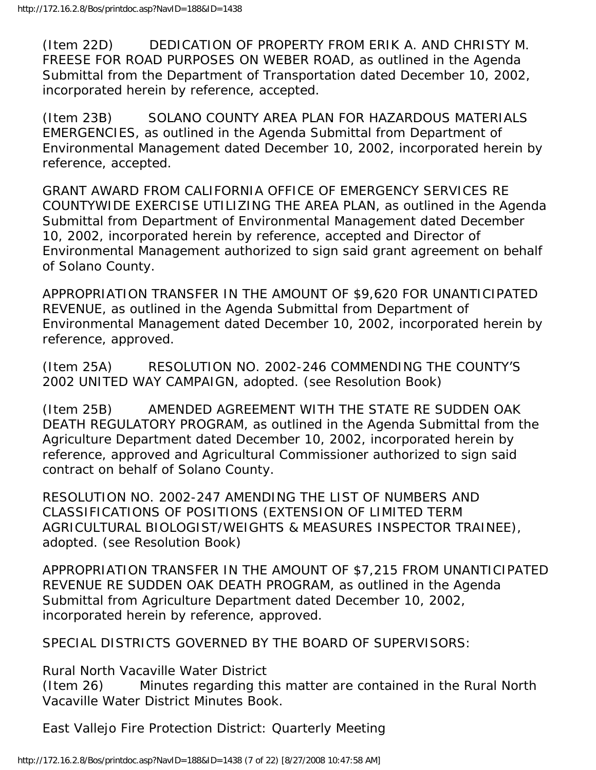(Item 22D) DEDICATION OF PROPERTY FROM ERIK A. AND CHRISTY M. FREESE FOR ROAD PURPOSES ON WEBER ROAD, as outlined in the Agenda Submittal from the Department of Transportation dated December 10, 2002, incorporated herein by reference, accepted.

(Item 23B) SOLANO COUNTY AREA PLAN FOR HAZARDOUS MATERIALS EMERGENCIES, as outlined in the Agenda Submittal from Department of Environmental Management dated December 10, 2002, incorporated herein by reference, accepted.

GRANT AWARD FROM CALIFORNIA OFFICE OF EMERGENCY SERVICES RE COUNTYWIDE EXERCISE UTILIZING THE AREA PLAN, as outlined in the Agenda Submittal from Department of Environmental Management dated December 10, 2002, incorporated herein by reference, accepted and Director of Environmental Management authorized to sign said grant agreement on behalf of Solano County.

APPROPRIATION TRANSFER IN THE AMOUNT OF $9,620 FOR UNANTICIPATED REVENUE, as outlined in the Agenda Submittal from Department of Environmental Management dated December 10, 2002, incorporated herein by reference, approved.

(Item 25A) RESOLUTION NO. 2002-246 COMMENDING THE COUNTY'S 2002 UNITED WAY CAMPAIGN, adopted. (see Resolution Book)

(Item 25B) AMENDED AGREEMENT WITH THE STATE RE SUDDEN OAK DEATH REGULATORY PROGRAM, as outlined in the Agenda Submittal from the Agriculture Department dated December 10, 2002, incorporated herein by reference, approved and Agricultural Commissioner authorized to sign said contract on behalf of Solano County.

RESOLUTION NO. 2002-247 AMENDING THE LIST OF NUMBERS AND CLASSIFICATIONS OF POSITIONS (EXTENSION OF LIMITED TERM AGRICULTURAL BIOLOGIST/WEIGHTS & MEASURES INSPECTOR TRAINEE), adopted. (see Resolution Book)

APPROPRIATION TRANSFER IN THE AMOUNT OF $7,215 FROM UNANTICIPATED REVENUE RE SUDDEN OAK DEATH PROGRAM, as outlined in the Agenda Submittal from Agriculture Department dated December 10, 2002, incorporated herein by reference, approved.

SPECIAL DISTRICTS GOVERNED BY THE BOARD OF SUPERVISORS:

Rural North Vacaville Water District
(Item 26) Minutes regarding this matter are contained in the Rural North Vacaville Water District Minutes Book.

East Vallejo Fire Protection District: Quarterly Meeting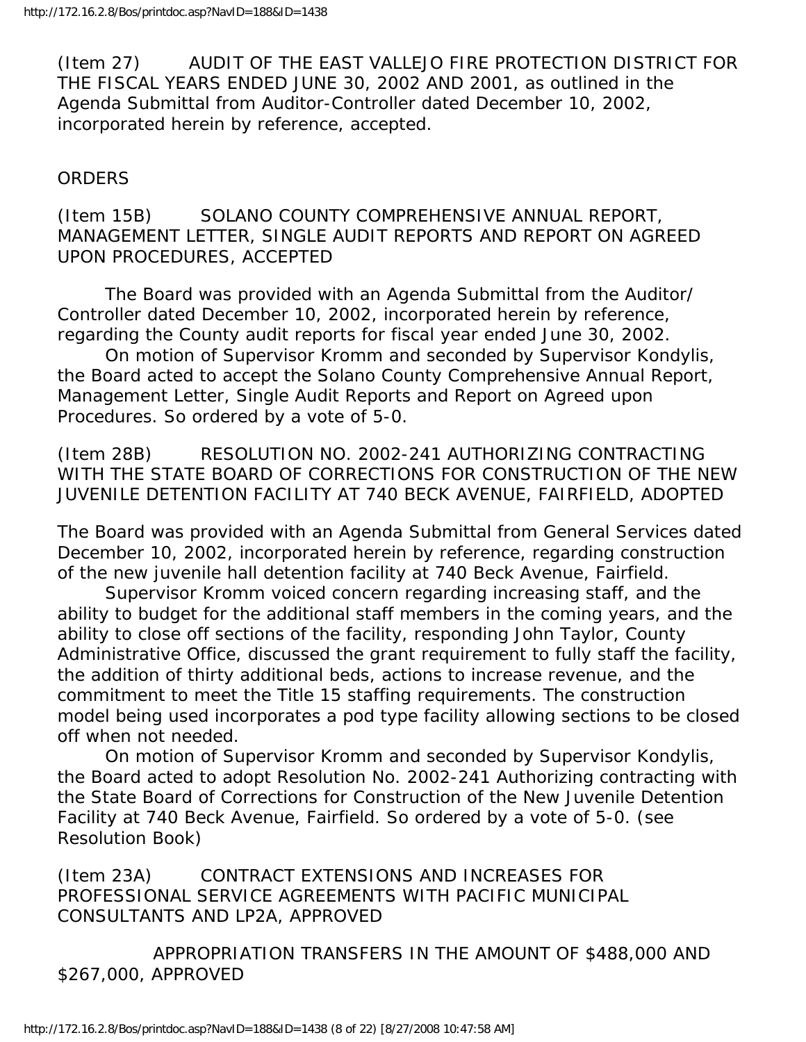(Item 27) AUDIT OF THE EAST VALLEJO FIRE PROTECTION DISTRICT FOR THE FISCAL YEARS ENDED JUNE 30, 2002 AND 2001, as outlined in the Agenda Submittal from Auditor-Controller dated December 10, 2002, incorporated herein by reference, accepted.

ORDERS

(Item 15B) SOLANO COUNTY COMPREHENSIVE ANNUAL REPORT, MANAGEMENT LETTER, SINGLE AUDIT REPORTS AND REPORT ON AGREED UPON PROCEDURES, ACCEPTED

The Board was provided with an Agenda Submittal from the Auditor/ Controller dated December 10, 2002, incorporated herein by reference, regarding the County audit reports for fiscal year ended June 30, 2002.

On motion of Supervisor Kromm and seconded by Supervisor Kondylis, the Board acted to accept the Solano County Comprehensive Annual Report, Management Letter, Single Audit Reports and Report on Agreed upon Procedures. So ordered by a vote of 5-0.

(Item 28B) RESOLUTION NO. 2002-241 AUTHORIZING CONTRACTING WITH THE STATE BOARD OF CORRECTIONS FOR CONSTRUCTION OF THE NEW JUVENILE DETENTION FACILITY AT 740 BECK AVENUE, FAIRFIELD, ADOPTED

The Board was provided with an Agenda Submittal from General Services dated December 10, 2002, incorporated herein by reference, regarding construction of the new juvenile hall detention facility at 740 Beck Avenue, Fairfield.

Supervisor Kromm voiced concern regarding increasing staff, and the ability to budget for the additional staff members in the coming years, and the ability to close off sections of the facility, responding John Taylor, County Administrative Office, discussed the grant requirement to fully staff the facility, the addition of thirty additional beds, actions to increase revenue, and the commitment to meet the Title 15 staffing requirements. The construction model being used incorporates a pod type facility allowing sections to be closed off when not needed.

On motion of Supervisor Kromm and seconded by Supervisor Kondylis, the Board acted to adopt Resolution No. 2002-241 Authorizing contracting with the State Board of Corrections for Construction of the New Juvenile Detention Facility at 740 Beck Avenue, Fairfield. So ordered by a vote of 5-0. (see Resolution Book)

(Item 23A) CONTRACT EXTENSIONS AND INCREASES FOR PROFESSIONAL SERVICE AGREEMENTS WITH PACIFIC MUNICIPAL CONSULTANTS AND LP2A, APPROVED

APPROPRIATION TRANSFERS IN THE AMOUNT OF $488,000 AND $267,000, APPROVED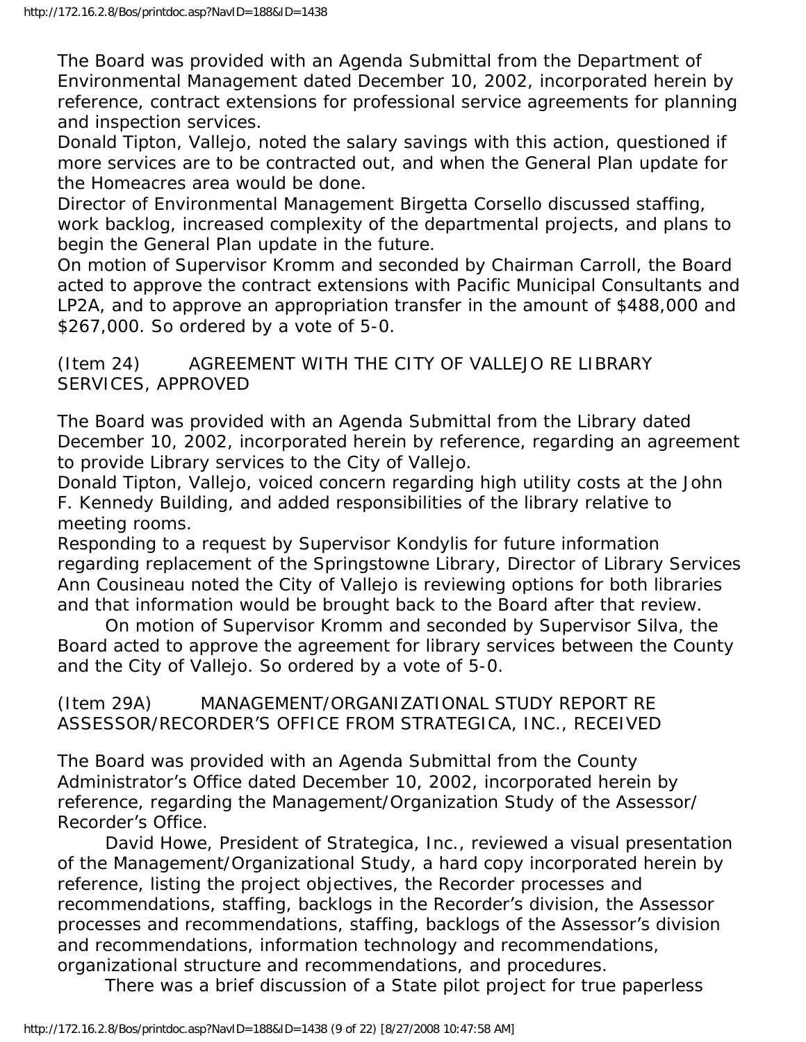The Board was provided with an Agenda Submittal from the Department of Environmental Management dated December 10, 2002, incorporated herein by reference, contract extensions for professional service agreements for planning and inspection services.

Donald Tipton, Vallejo, noted the salary savings with this action, questioned if more services are to be contracted out, and when the General Plan update for the Homeacres area would be done.

Director of Environmental Management Birgetta Corsello discussed staffing, work backlog, increased complexity of the departmental projects, and plans to begin the General Plan update in the future.

On motion of Supervisor Kromm and seconded by Chairman Carroll, the Board acted to approve the contract extensions with Pacific Municipal Consultants and LP2A, and to approve an appropriation transfer in the amount of $488,000 and $267,000. So ordered by a vote of 5-0.

(Item 24) AGREEMENT WITH THE CITY OF VALLEJO RE LIBRARY SERVICES, APPROVED

The Board was provided with an Agenda Submittal from the Library dated December 10, 2002, incorporated herein by reference, regarding an agreement to provide Library services to the City of Vallejo.

Donald Tipton, Vallejo, voiced concern regarding high utility costs at the John F. Kennedy Building, and added responsibilities of the library relative to meeting rooms.

Responding to a request by Supervisor Kondylis for future information regarding replacement of the Springstowne Library, Director of Library Services Ann Cousineau noted the City of Vallejo is reviewing options for both libraries and that information would be brought back to the Board after that review.

On motion of Supervisor Kromm and seconded by Supervisor Silva, the Board acted to approve the agreement for library services between the County and the City of Vallejo. So ordered by a vote of 5-0.

(Item 29A) MANAGEMENT/ORGANIZATIONAL STUDY REPORT RE ASSESSOR/RECORDER'S OFFICE FROM STRATEGICA, INC., RECEIVED

The Board was provided with an Agenda Submittal from the County Administrator's Office dated December 10, 2002, incorporated herein by reference, regarding the Management/Organization Study of the Assessor/Recorder's Office.

David Howe, President of Strategica, Inc., reviewed a visual presentation of the Management/Organizational Study, a hard copy incorporated herein by reference, listing the project objectives, the Recorder processes and recommendations, staffing, backlogs in the Recorder's division, the Assessor processes and recommendations, staffing, backlogs of the Assessor's division and recommendations, information technology and recommendations, organizational structure and recommendations, and procedures.

There was a brief discussion of a State pilot project for true paperless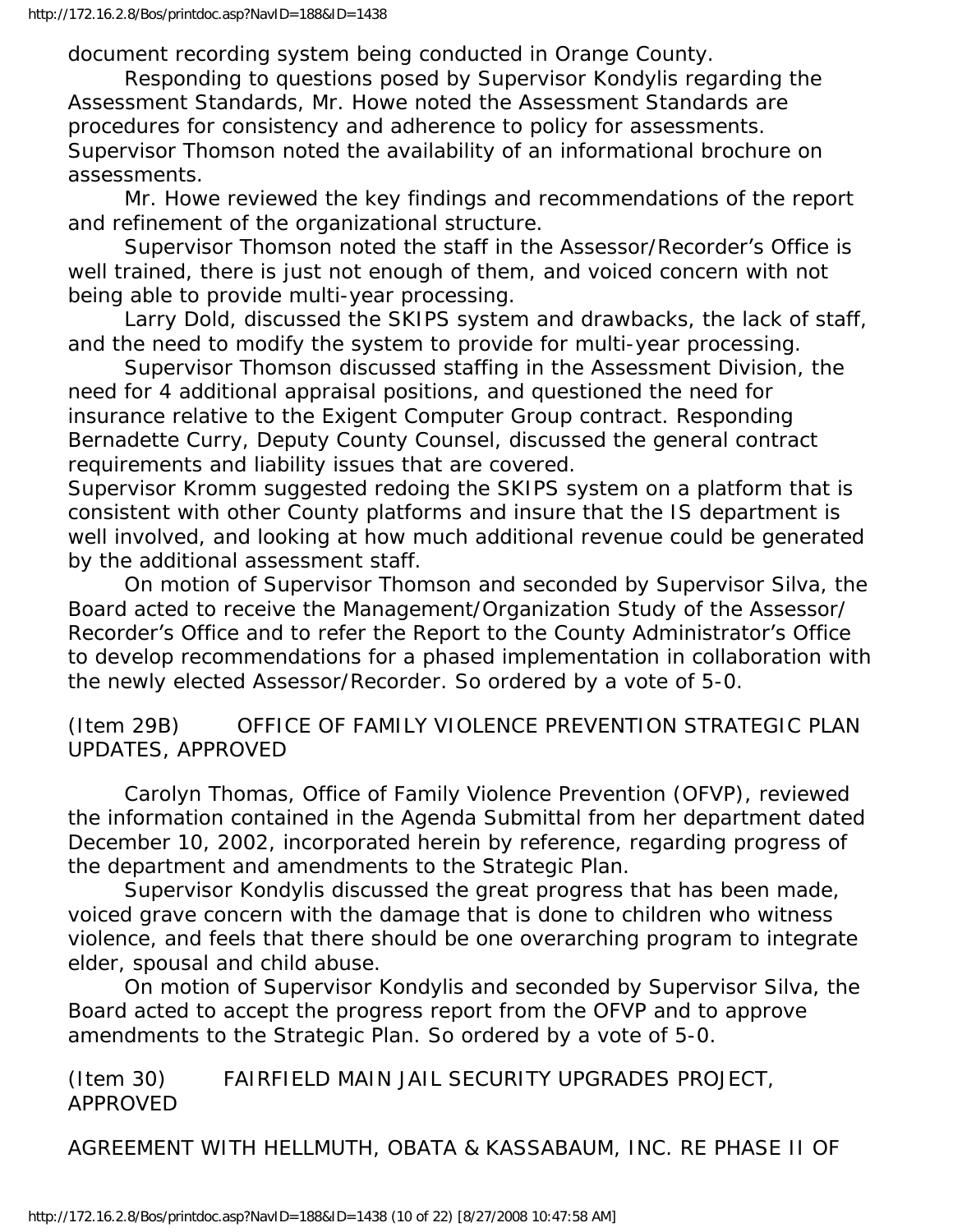document recording system being conducted in Orange County.

Responding to questions posed by Supervisor Kondylis regarding the Assessment Standards, Mr. Howe noted the Assessment Standards are procedures for consistency and adherence to policy for assessments. Supervisor Thomson noted the availability of an informational brochure on assessments.

Mr. Howe reviewed the key findings and recommendations of the report and refinement of the organizational structure.

Supervisor Thomson noted the staff in the Assessor/Recorder's Office is well trained, there is just not enough of them, and voiced concern with not being able to provide multi-year processing.

Larry Dold, discussed the SKIPS system and drawbacks, the lack of staff, and the need to modify the system to provide for multi-year processing.

Supervisor Thomson discussed staffing in the Assessment Division, the need for 4 additional appraisal positions, and questioned the need for insurance relative to the Exigent Computer Group contract. Responding Bernadette Curry, Deputy County Counsel, discussed the general contract requirements and liability issues that are covered.

Supervisor Kromm suggested redoing the SKIPS system on a platform that is consistent with other County platforms and insure that the IS department is well involved, and looking at how much additional revenue could be generated by the additional assessment staff.

On motion of Supervisor Thomson and seconded by Supervisor Silva, the Board acted to receive the Management/Organization Study of the Assessor/Recorder's Office and to refer the Report to the County Administrator's Office to develop recommendations for a phased implementation in collaboration with the newly elected Assessor/Recorder. So ordered by a vote of 5-0.

(Item 29B) OFFICE OF FAMILY VIOLENCE PREVENTION STRATEGIC PLAN UPDATES, APPROVED

Carolyn Thomas, Office of Family Violence Prevention (OFVP), reviewed the information contained in the Agenda Submittal from her department dated December 10, 2002, incorporated herein by reference, regarding progress of the department and amendments to the Strategic Plan.

Supervisor Kondylis discussed the great progress that has been made, voiced grave concern with the damage that is done to children who witness violence, and feels that there should be one overarching program to integrate elder, spousal and child abuse.

On motion of Supervisor Kondylis and seconded by Supervisor Silva, the Board acted to accept the progress report from the OFVP and to approve amendments to the Strategic Plan. So ordered by a vote of 5-0.

(Item 30) FAIRFIELD MAIN JAIL SECURITY UPGRADES PROJECT, APPROVED

AGREEMENT WITH HELLMUTH, OBATA & KASSABAUM, INC. RE PHASE II OF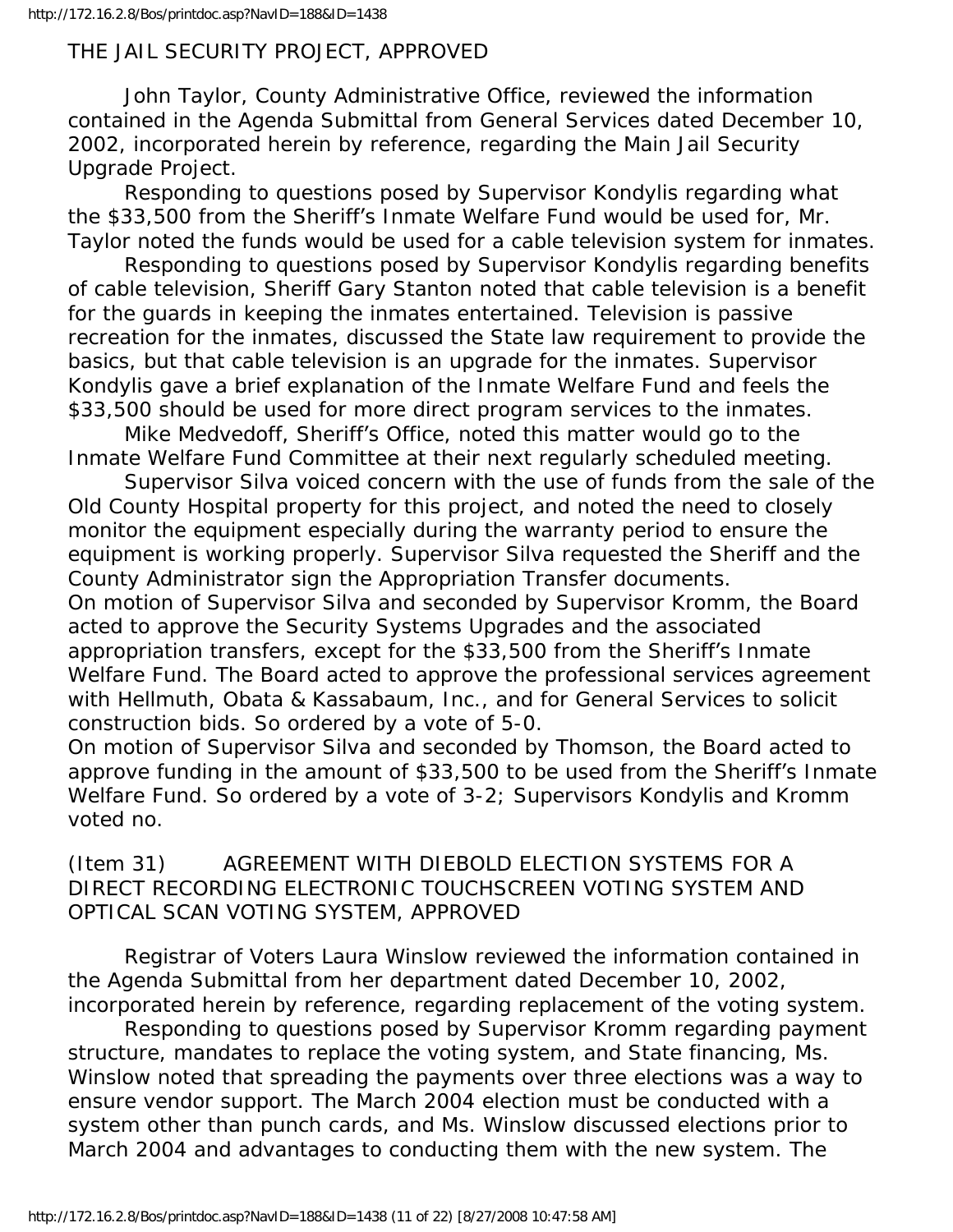THE JAIL SECURITY PROJECT, APPROVED

John Taylor, County Administrative Office, reviewed the information contained in the Agenda Submittal from General Services dated December 10, 2002, incorporated herein by reference, regarding the Main Jail Security Upgrade Project.

Responding to questions posed by Supervisor Kondylis regarding what the $33,500 from the Sheriff's Inmate Welfare Fund would be used for, Mr. Taylor noted the funds would be used for a cable television system for inmates.

Responding to questions posed by Supervisor Kondylis regarding benefits of cable television, Sheriff Gary Stanton noted that cable television is a benefit for the guards in keeping the inmates entertained. Television is passive recreation for the inmates, discussed the State law requirement to provide the basics, but that cable television is an upgrade for the inmates. Supervisor Kondylis gave a brief explanation of the Inmate Welfare Fund and feels the $33,500 should be used for more direct program services to the inmates.

Mike Medvedoff, Sheriff's Office, noted this matter would go to the Inmate Welfare Fund Committee at their next regularly scheduled meeting.

Supervisor Silva voiced concern with the use of funds from the sale of the Old County Hospital property for this project, and noted the need to closely monitor the equipment especially during the warranty period to ensure the equipment is working properly. Supervisor Silva requested the Sheriff and the County Administrator sign the Appropriation Transfer documents.

On motion of Supervisor Silva and seconded by Supervisor Kromm, the Board acted to approve the Security Systems Upgrades and the associated appropriation transfers, except for the $33,500 from the Sheriff's Inmate Welfare Fund. The Board acted to approve the professional services agreement with Hellmuth, Obata & Kassabaum, Inc., and for General Services to solicit construction bids. So ordered by a vote of 5-0.

On motion of Supervisor Silva and seconded by Thomson, the Board acted to approve funding in the amount of $33,500 to be used from the Sheriff's Inmate Welfare Fund. So ordered by a vote of 3-2; Supervisors Kondylis and Kromm voted no.

(Item 31) AGREEMENT WITH DIEBOLD ELECTION SYSTEMS FOR A DIRECT RECORDING ELECTRONIC TOUCHSCREEN VOTING SYSTEM AND OPTICAL SCAN VOTING SYSTEM, APPROVED

Registrar of Voters Laura Winslow reviewed the information contained in the Agenda Submittal from her department dated December 10, 2002, incorporated herein by reference, regarding replacement of the voting system.

Responding to questions posed by Supervisor Kromm regarding payment structure, mandates to replace the voting system, and State financing, Ms. Winslow noted that spreading the payments over three elections was a way to ensure vendor support. The March 2004 election must be conducted with a system other than punch cards, and Ms. Winslow discussed elections prior to March 2004 and advantages to conducting them with the new system. The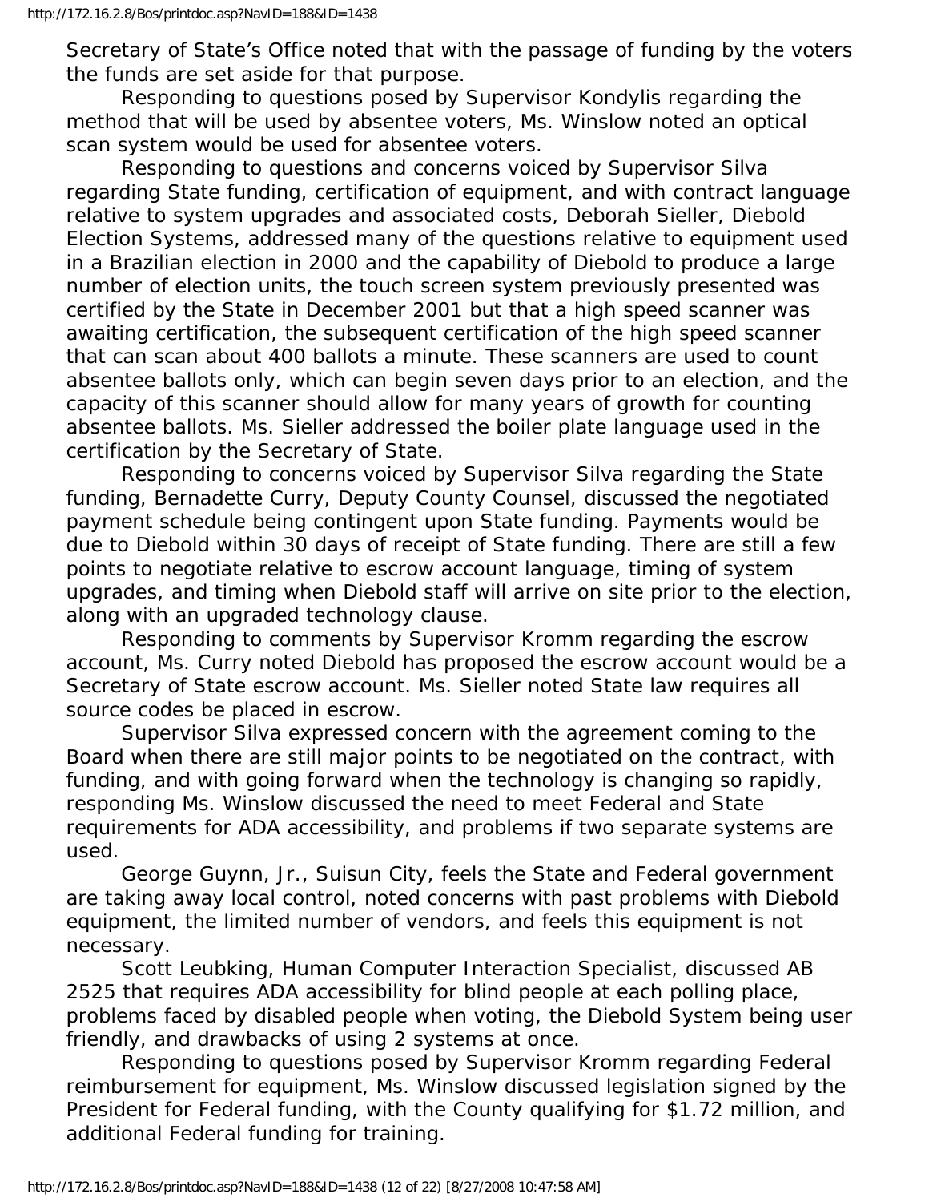Secretary of State's Office noted that with the passage of funding by the voters the funds are set aside for that purpose.

Responding to questions posed by Supervisor Kondylis regarding the method that will be used by absentee voters, Ms. Winslow noted an optical scan system would be used for absentee voters.

Responding to questions and concerns voiced by Supervisor Silva regarding State funding, certification of equipment, and with contract language relative to system upgrades and associated costs, Deborah Sieller, Diebold Election Systems, addressed many of the questions relative to equipment used in a Brazilian election in 2000 and the capability of Diebold to produce a large number of election units, the touch screen system previously presented was certified by the State in December 2001 but that a high speed scanner was awaiting certification, the subsequent certification of the high speed scanner that can scan about 400 ballots a minute. These scanners are used to count absentee ballots only, which can begin seven days prior to an election, and the capacity of this scanner should allow for many years of growth for counting absentee ballots. Ms. Sieller addressed the boiler plate language used in the certification by the Secretary of State.

Responding to concerns voiced by Supervisor Silva regarding the State funding, Bernadette Curry, Deputy County Counsel, discussed the negotiated payment schedule being contingent upon State funding. Payments would be due to Diebold within 30 days of receipt of State funding. There are still a few points to negotiate relative to escrow account language, timing of system upgrades, and timing when Diebold staff will arrive on site prior to the election, along with an upgraded technology clause.

Responding to comments by Supervisor Kromm regarding the escrow account, Ms. Curry noted Diebold has proposed the escrow account would be a Secretary of State escrow account. Ms. Sieller noted State law requires all source codes be placed in escrow.

Supervisor Silva expressed concern with the agreement coming to the Board when there are still major points to be negotiated on the contract, with funding, and with going forward when the technology is changing so rapidly, responding Ms. Winslow discussed the need to meet Federal and State requirements for ADA accessibility, and problems if two separate systems are used.

George Guynn, Jr., Suisun City, feels the State and Federal government are taking away local control, noted concerns with past problems with Diebold equipment, the limited number of vendors, and feels this equipment is not necessary.

Scott Leubking, Human Computer Interaction Specialist, discussed AB 2525 that requires ADA accessibility for blind people at each polling place, problems faced by disabled people when voting, the Diebold System being user friendly, and drawbacks of using 2 systems at once.

Responding to questions posed by Supervisor Kromm regarding Federal reimbursement for equipment, Ms. Winslow discussed legislation signed by the President for Federal funding, with the County qualifying for $1.72 million, and additional Federal funding for training.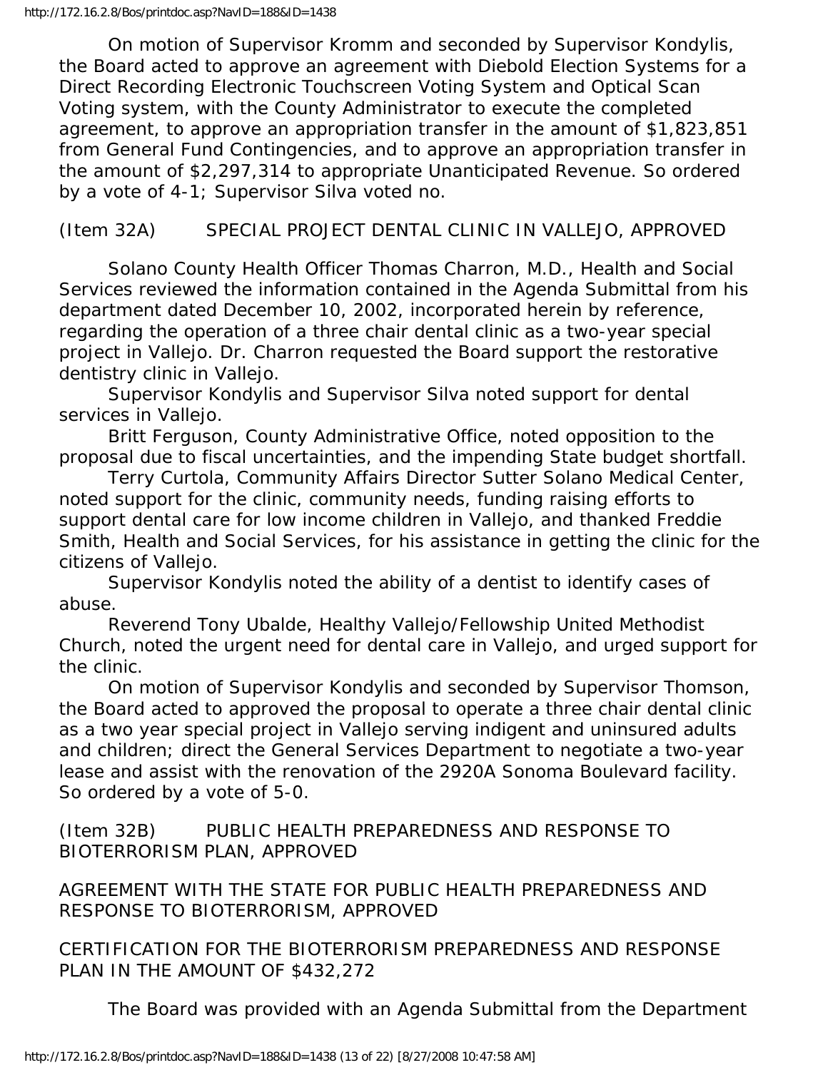On motion of Supervisor Kromm and seconded by Supervisor Kondylis, the Board acted to approve an agreement with Diebold Election Systems for a Direct Recording Electronic Touchscreen Voting System and Optical Scan Voting system, with the County Administrator to execute the completed agreement, to approve an appropriation transfer in the amount of $1,823,851 from General Fund Contingencies, and to approve an appropriation transfer in the amount of $2,297,314 to appropriate Unanticipated Revenue. So ordered by a vote of 4-1; Supervisor Silva voted no.

(Item 32A) SPECIAL PROJECT DENTAL CLINIC IN VALLEJO, APPROVED

Solano County Health Officer Thomas Charron, M.D., Health and Social Services reviewed the information contained in the Agenda Submittal from his department dated December 10, 2002, incorporated herein by reference, regarding the operation of a three chair dental clinic as a two-year special project in Vallejo. Dr. Charron requested the Board support the restorative dentistry clinic in Vallejo.

Supervisor Kondylis and Supervisor Silva noted support for dental services in Vallejo.

Britt Ferguson, County Administrative Office, noted opposition to the proposal due to fiscal uncertainties, and the impending State budget shortfall.

Terry Curtola, Community Affairs Director Sutter Solano Medical Center, noted support for the clinic, community needs, funding raising efforts to support dental care for low income children in Vallejo, and thanked Freddie Smith, Health and Social Services, for his assistance in getting the clinic for the citizens of Vallejo.

Supervisor Kondylis noted the ability of a dentist to identify cases of abuse.

Reverend Tony Ubalde, Healthy Vallejo/Fellowship United Methodist Church, noted the urgent need for dental care in Vallejo, and urged support for the clinic.

On motion of Supervisor Kondylis and seconded by Supervisor Thomson, the Board acted to approved the proposal to operate a three chair dental clinic as a two year special project in Vallejo serving indigent and uninsured adults and children; direct the General Services Department to negotiate a two-year lease and assist with the renovation of the 2920A Sonoma Boulevard facility. So ordered by a vote of 5-0.

(Item 32B) PUBLIC HEALTH PREPAREDNESS AND RESPONSE TO BIOTERRORISM PLAN, APPROVED

AGREEMENT WITH THE STATE FOR PUBLIC HEALTH PREPAREDNESS AND RESPONSE TO BIOTERRORISM, APPROVED

CERTIFICATION FOR THE BIOTERRORISM PREPAREDNESS AND RESPONSE PLAN IN THE AMOUNT OF $432,272

The Board was provided with an Agenda Submittal from the Department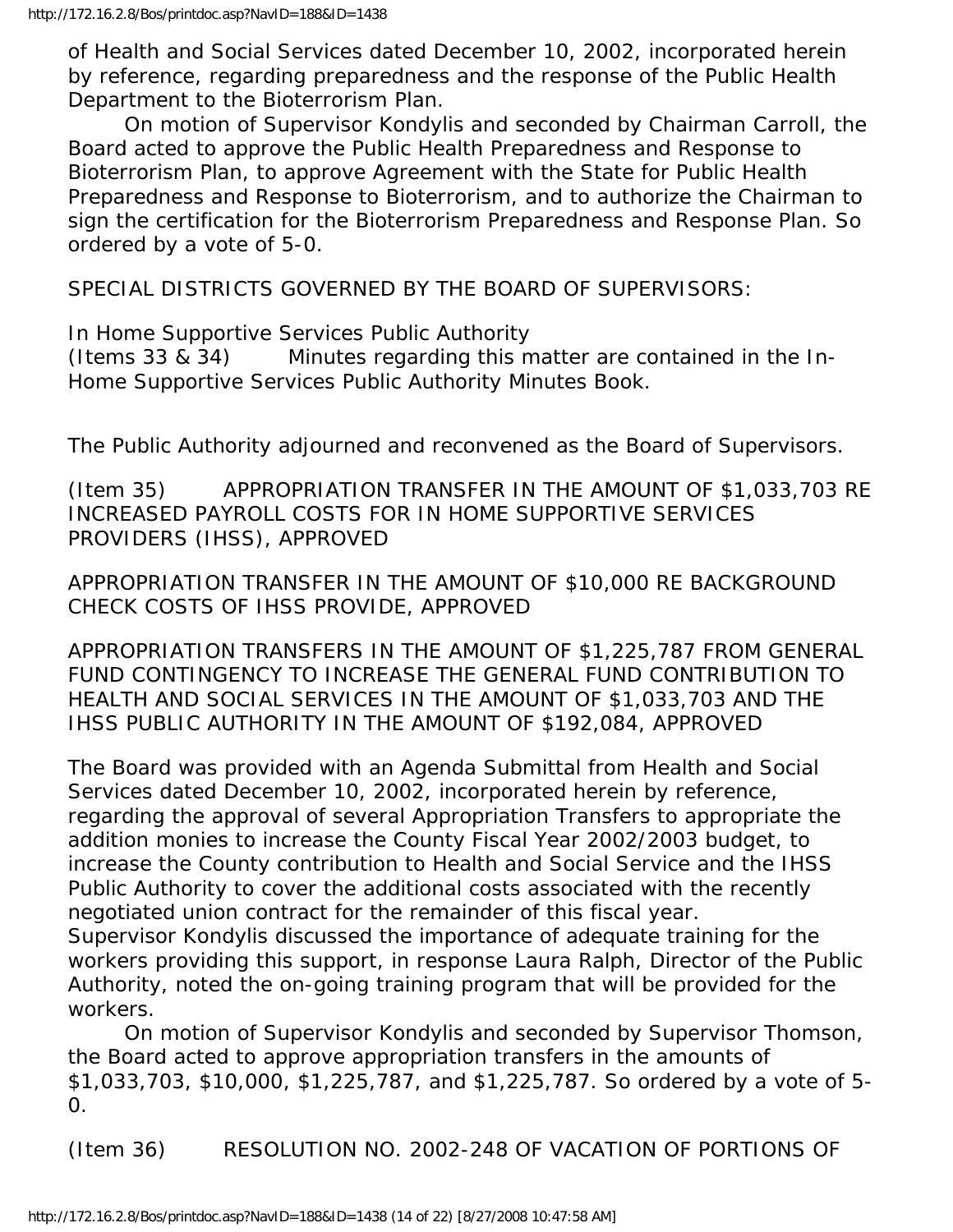of Health and Social Services dated December 10, 2002, incorporated herein by reference, regarding preparedness and the response of the Public Health Department to the Bioterrorism Plan.

On motion of Supervisor Kondylis and seconded by Chairman Carroll, the Board acted to approve the Public Health Preparedness and Response to Bioterrorism Plan, to approve Agreement with the State for Public Health Preparedness and Response to Bioterrorism, and to authorize the Chairman to sign the certification for the Bioterrorism Preparedness and Response Plan. So ordered by a vote of 5-0.

SPECIAL DISTRICTS GOVERNED BY THE BOARD OF SUPERVISORS:

In Home Supportive Services Public Authority
(Items 33 & 34) Minutes regarding this matter are contained in the In-Home Supportive Services Public Authority Minutes Book.

The Public Authority adjourned and reconvened as the Board of Supervisors.

(Item 35) APPROPRIATION TRANSFER IN THE AMOUNT OF $1,033,703 RE INCREASED PAYROLL COSTS FOR IN HOME SUPPORTIVE SERVICES PROVIDERS (IHSS), APPROVED

APPROPRIATION TRANSFER IN THE AMOUNT OF $10,000 RE BACKGROUND CHECK COSTS OF IHSS PROVIDE, APPROVED

APPROPRIATION TRANSFERS IN THE AMOUNT OF $1,225,787 FROM GENERAL FUND CONTINGENCY TO INCREASE THE GENERAL FUND CONTRIBUTION TO HEALTH AND SOCIAL SERVICES IN THE AMOUNT OF $1,033,703 AND THE IHSS PUBLIC AUTHORITY IN THE AMOUNT OF $192,084, APPROVED

The Board was provided with an Agenda Submittal from Health and Social Services dated December 10, 2002, incorporated herein by reference, regarding the approval of several Appropriation Transfers to appropriate the addition monies to increase the County Fiscal Year 2002/2003 budget, to increase the County contribution to Health and Social Service and the IHSS Public Authority to cover the additional costs associated with the recently negotiated union contract for the remainder of this fiscal year.
Supervisor Kondylis discussed the importance of adequate training for the workers providing this support, in response Laura Ralph, Director of the Public Authority, noted the on-going training program that will be provided for the workers.

On motion of Supervisor Kondylis and seconded by Supervisor Thomson, the Board acted to approve appropriation transfers in the amounts of $1,033,703, $10,000, $1,225,787, and $1,225,787. So ordered by a vote of 5-0.

(Item 36) RESOLUTION NO. 2002-248 OF VACATION OF PORTIONS OF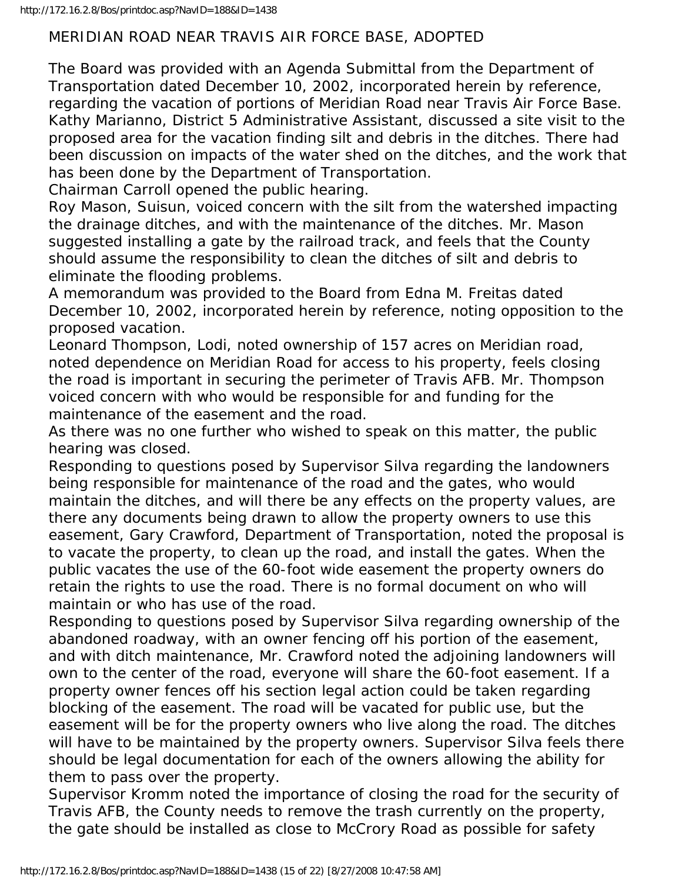MERIDIAN ROAD NEAR TRAVIS AIR FORCE BASE, ADOPTED

The Board was provided with an Agenda Submittal from the Department of Transportation dated December 10, 2002, incorporated herein by reference, regarding the vacation of portions of Meridian Road near Travis Air Force Base. Kathy Marianno, District 5 Administrative Assistant, discussed a site visit to the proposed area for the vacation finding silt and debris in the ditches. There had been discussion on impacts of the water shed on the ditches, and the work that has been done by the Department of Transportation.

Chairman Carroll opened the public hearing.

Roy Mason, Suisun, voiced concern with the silt from the watershed impacting the drainage ditches, and with the maintenance of the ditches. Mr. Mason suggested installing a gate by the railroad track, and feels that the County should assume the responsibility to clean the ditches of silt and debris to eliminate the flooding problems.

A memorandum was provided to the Board from Edna M. Freitas dated December 10, 2002, incorporated herein by reference, noting opposition to the proposed vacation.

Leonard Thompson, Lodi, noted ownership of 157 acres on Meridian road, noted dependence on Meridian Road for access to his property, feels closing the road is important in securing the perimeter of Travis AFB. Mr. Thompson voiced concern with who would be responsible for and funding for the maintenance of the easement and the road.

As there was no one further who wished to speak on this matter, the public hearing was closed.

Responding to questions posed by Supervisor Silva regarding the landowners being responsible for maintenance of the road and the gates, who would maintain the ditches, and will there be any effects on the property values, are there any documents being drawn to allow the property owners to use this easement, Gary Crawford, Department of Transportation, noted the proposal is to vacate the property, to clean up the road, and install the gates. When the public vacates the use of the 60-foot wide easement the property owners do retain the rights to use the road. There is no formal document on who will maintain or who has use of the road.

Responding to questions posed by Supervisor Silva regarding ownership of the abandoned roadway, with an owner fencing off his portion of the easement, and with ditch maintenance, Mr. Crawford noted the adjoining landowners will own to the center of the road, everyone will share the 60-foot easement. If a property owner fences off his section legal action could be taken regarding blocking of the easement. The road will be vacated for public use, but the easement will be for the property owners who live along the road. The ditches will have to be maintained by the property owners. Supervisor Silva feels there should be legal documentation for each of the owners allowing the ability for them to pass over the property.

Supervisor Kromm noted the importance of closing the road for the security of Travis AFB, the County needs to remove the trash currently on the property, the gate should be installed as close to McCrory Road as possible for safety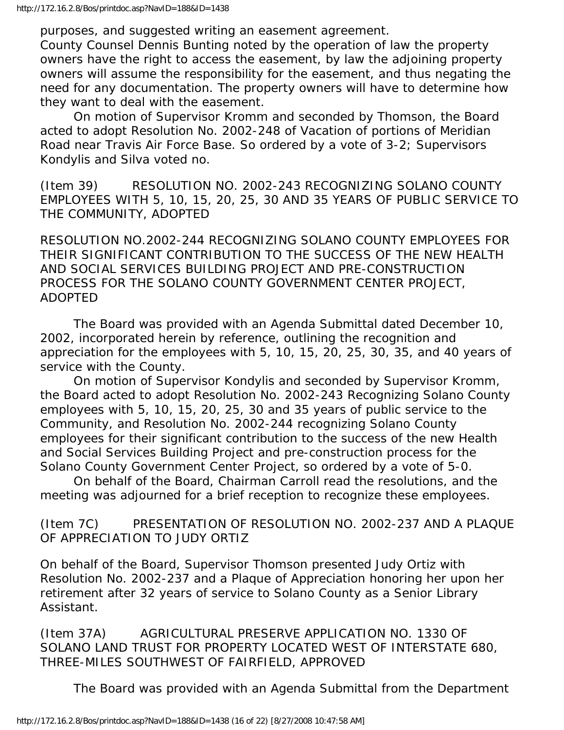purposes, and suggested writing an easement agreement.

County Counsel Dennis Bunting noted by the operation of law the property owners have the right to access the easement, by law the adjoining property owners will assume the responsibility for the easement, and thus negating the need for any documentation. The property owners will have to determine how they want to deal with the easement.

On motion of Supervisor Kromm and seconded by Thomson, the Board acted to adopt Resolution No. 2002-248 of Vacation of portions of Meridian Road near Travis Air Force Base. So ordered by a vote of 3-2; Supervisors Kondylis and Silva voted no.

(Item 39) RESOLUTION NO. 2002-243 RECOGNIZING SOLANO COUNTY EMPLOYEES WITH 5, 10, 15, 20, 25, 30 AND 35 YEARS OF PUBLIC SERVICE TO THE COMMUNITY, ADOPTED

RESOLUTION NO.2002-244 RECOGNIZING SOLANO COUNTY EMPLOYEES FOR THEIR SIGNIFICANT CONTRIBUTION TO THE SUCCESS OF THE NEW HEALTH AND SOCIAL SERVICES BUILDING PROJECT AND PRE-CONSTRUCTION PROCESS FOR THE SOLANO COUNTY GOVERNMENT CENTER PROJECT, ADOPTED

The Board was provided with an Agenda Submittal dated December 10, 2002, incorporated herein by reference, outlining the recognition and appreciation for the employees with 5, 10, 15, 20, 25, 30, 35, and 40 years of service with the County.

On motion of Supervisor Kondylis and seconded by Supervisor Kromm, the Board acted to adopt Resolution No. 2002-243 Recognizing Solano County employees with 5, 10, 15, 20, 25, 30 and 35 years of public service to the Community, and Resolution No. 2002-244 recognizing Solano County employees for their significant contribution to the success of the new Health and Social Services Building Project and pre-construction process for the Solano County Government Center Project, so ordered by a vote of 5-0.

On behalf of the Board, Chairman Carroll read the resolutions, and the meeting was adjourned for a brief reception to recognize these employees.

(Item 7C) PRESENTATION OF RESOLUTION NO. 2002-237 AND A PLAQUE OF APPRECIATION TO JUDY ORTIZ

On behalf of the Board, Supervisor Thomson presented Judy Ortiz with Resolution No. 2002-237 and a Plaque of Appreciation honoring her upon her retirement after 32 years of service to Solano County as a Senior Library Assistant.

(Item 37A) AGRICULTURAL PRESERVE APPLICATION NO. 1330 OF SOLANO LAND TRUST FOR PROPERTY LOCATED WEST OF INTERSTATE 680, THREE-MILES SOUTHWEST OF FAIRFIELD, APPROVED

The Board was provided with an Agenda Submittal from the Department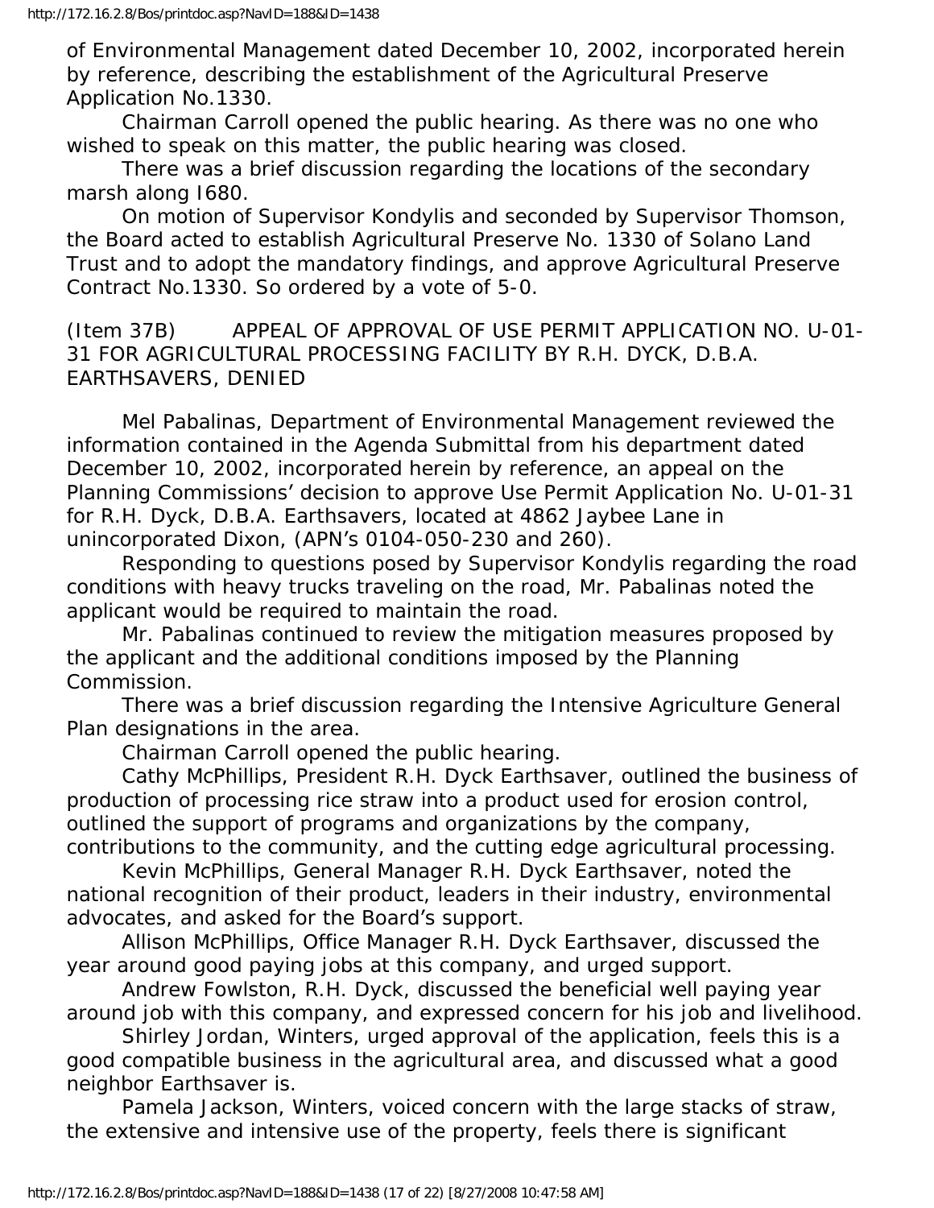of Environmental Management dated December 10, 2002, incorporated herein by reference, describing the establishment of the Agricultural Preserve Application No.1330.

Chairman Carroll opened the public hearing. As there was no one who wished to speak on this matter, the public hearing was closed.

There was a brief discussion regarding the locations of the secondary marsh along I680.

On motion of Supervisor Kondylis and seconded by Supervisor Thomson, the Board acted to establish Agricultural Preserve No. 1330 of Solano Land Trust and to adopt the mandatory findings, and approve Agricultural Preserve Contract No.1330. So ordered by a vote of 5-0.

(Item 37B) APPEAL OF APPROVAL OF USE PERMIT APPLICATION NO. U-01-31 FOR AGRICULTURAL PROCESSING FACILITY BY R.H. DYCK, D.B.A. EARTHSAVERS, DENIED

Mel Pabalinas, Department of Environmental Management reviewed the information contained in the Agenda Submittal from his department dated December 10, 2002, incorporated herein by reference, an appeal on the Planning Commissions' decision to approve Use Permit Application No. U-01-31 for R.H. Dyck, D.B.A. Earthsavers, located at 4862 Jaybee Lane in unincorporated Dixon, (APN's 0104-050-230 and 260).

Responding to questions posed by Supervisor Kondylis regarding the road conditions with heavy trucks traveling on the road, Mr. Pabalinas noted the applicant would be required to maintain the road.

Mr. Pabalinas continued to review the mitigation measures proposed by the applicant and the additional conditions imposed by the Planning Commission.

There was a brief discussion regarding the Intensive Agriculture General Plan designations in the area.

Chairman Carroll opened the public hearing.

Cathy McPhillips, President R.H. Dyck Earthsaver, outlined the business of production of processing rice straw into a product used for erosion control, outlined the support of programs and organizations by the company, contributions to the community, and the cutting edge agricultural processing.

Kevin McPhillips, General Manager R.H. Dyck Earthsaver, noted the national recognition of their product, leaders in their industry, environmental advocates, and asked for the Board's support.

Allison McPhillips, Office Manager R.H. Dyck Earthsaver, discussed the year around good paying jobs at this company, and urged support.

Andrew Fowlston, R.H. Dyck, discussed the beneficial well paying year around job with this company, and expressed concern for his job and livelihood.

Shirley Jordan, Winters, urged approval of the application, feels this is a good compatible business in the agricultural area, and discussed what a good neighbor Earthsaver is.

Pamela Jackson, Winters, voiced concern with the large stacks of straw, the extensive and intensive use of the property, feels there is significant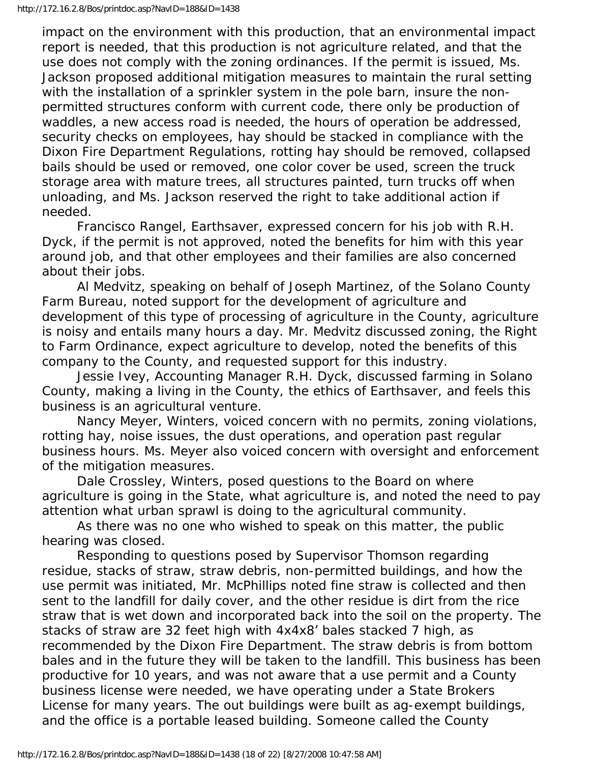impact on the environment with this production, that an environmental impact report is needed, that this production is not agriculture related, and that the use does not comply with the zoning ordinances. If the permit is issued, Ms. Jackson proposed additional mitigation measures to maintain the rural setting with the installation of a sprinkler system in the pole barn, insure the non-permitted structures conform with current code, there only be production of waddles, a new access road is needed, the hours of operation be addressed, security checks on employees, hay should be stacked in compliance with the Dixon Fire Department Regulations, rotting hay should be removed, collapsed bails should be used or removed, one color cover be used, screen the truck storage area with mature trees, all structures painted, turn trucks off when unloading, and Ms. Jackson reserved the right to take additional action if needed.

Francisco Rangel, Earthsaver, expressed concern for his job with R.H. Dyck, if the permit is not approved, noted the benefits for him with this year around job, and that other employees and their families are also concerned about their jobs.

Al Medvitz, speaking on behalf of Joseph Martinez, of the Solano County Farm Bureau, noted support for the development of agriculture and development of this type of processing of agriculture in the County, agriculture is noisy and entails many hours a day. Mr. Medvitz discussed zoning, the Right to Farm Ordinance, expect agriculture to develop, noted the benefits of this company to the County, and requested support for this industry.

Jessie Ivey, Accounting Manager R.H. Dyck, discussed farming in Solano County, making a living in the County, the ethics of Earthsaver, and feels this business is an agricultural venture.

Nancy Meyer, Winters, voiced concern with no permits, zoning violations, rotting hay, noise issues, the dust operations, and operation past regular business hours. Ms. Meyer also voiced concern with oversight and enforcement of the mitigation measures.

Dale Crossley, Winters, posed questions to the Board on where agriculture is going in the State, what agriculture is, and noted the need to pay attention what urban sprawl is doing to the agricultural community.

As there was no one who wished to speak on this matter, the public hearing was closed.

Responding to questions posed by Supervisor Thomson regarding residue, stacks of straw, straw debris, non-permitted buildings, and how the use permit was initiated, Mr. McPhillips noted fine straw is collected and then sent to the landfill for daily cover, and the other residue is dirt from the rice straw that is wet down and incorporated back into the soil on the property. The stacks of straw are 32 feet high with 4x4x8' bales stacked 7 high, as recommended by the Dixon Fire Department. The straw debris is from bottom bales and in the future they will be taken to the landfill. This business has been productive for 10 years, and was not aware that a use permit and a County business license were needed, we have operating under a State Brokers License for many years. The out buildings were built as ag-exempt buildings, and the office is a portable leased building. Someone called the County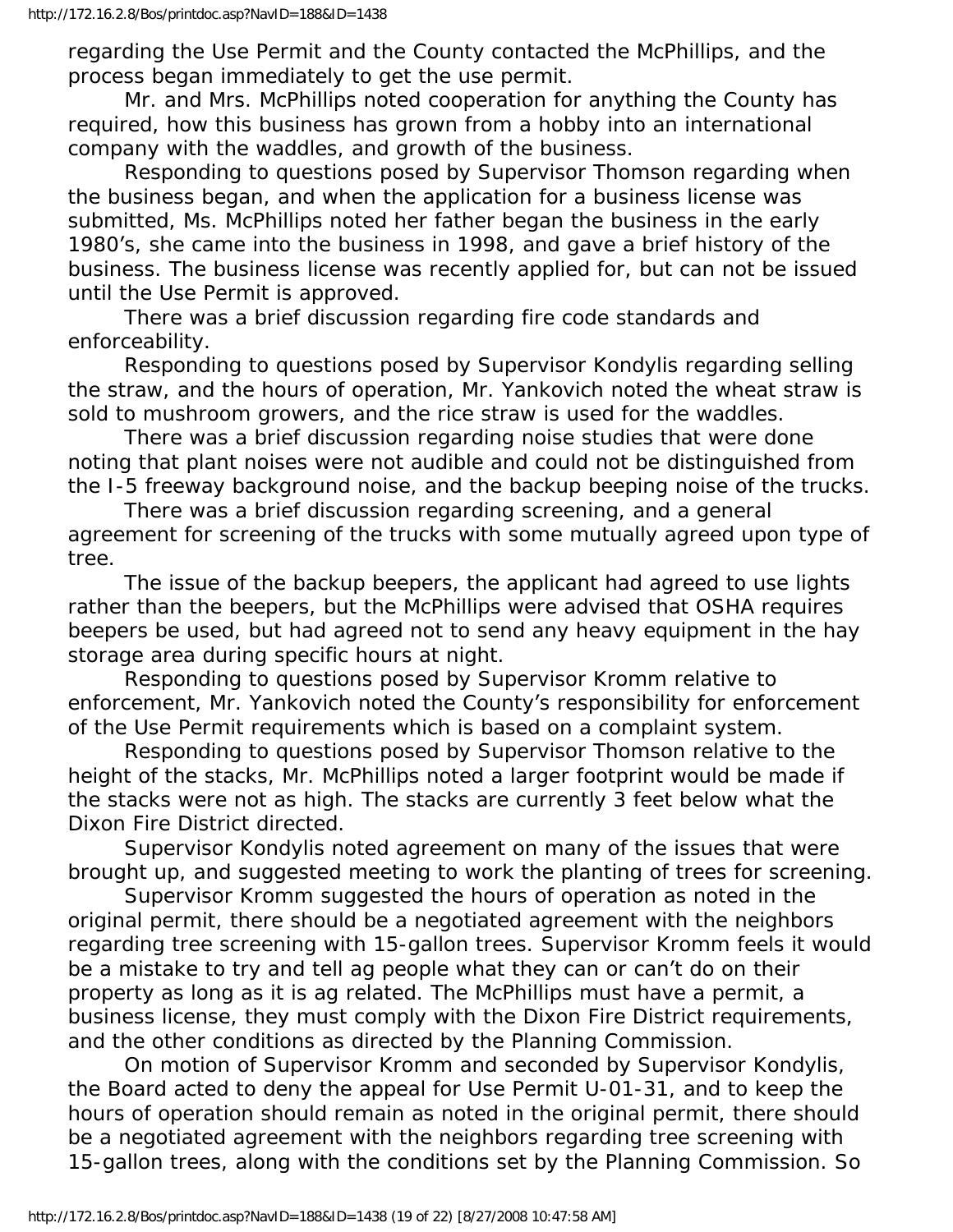regarding the Use Permit and the County contacted the McPhillips, and the process began immediately to get the use permit.

Mr. and Mrs. McPhillips noted cooperation for anything the County has required, how this business has grown from a hobby into an international company with the waddles, and growth of the business.

Responding to questions posed by Supervisor Thomson regarding when the business began, and when the application for a business license was submitted, Ms. McPhillips noted her father began the business in the early 1980's, she came into the business in 1998, and gave a brief history of the business. The business license was recently applied for, but can not be issued until the Use Permit is approved.

There was a brief discussion regarding fire code standards and enforceability.

Responding to questions posed by Supervisor Kondylis regarding selling the straw, and the hours of operation, Mr. Yankovich noted the wheat straw is sold to mushroom growers, and the rice straw is used for the waddles.

There was a brief discussion regarding noise studies that were done noting that plant noises were not audible and could not be distinguished from the I-5 freeway background noise, and the backup beeping noise of the trucks.

There was a brief discussion regarding screening, and a general agreement for screening of the trucks with some mutually agreed upon type of tree.

The issue of the backup beepers, the applicant had agreed to use lights rather than the beepers, but the McPhillips were advised that OSHA requires beepers be used, but had agreed not to send any heavy equipment in the hay storage area during specific hours at night.

Responding to questions posed by Supervisor Kromm relative to enforcement, Mr. Yankovich noted the County's responsibility for enforcement of the Use Permit requirements which is based on a complaint system.

Responding to questions posed by Supervisor Thomson relative to the height of the stacks, Mr. McPhillips noted a larger footprint would be made if the stacks were not as high. The stacks are currently 3 feet below what the Dixon Fire District directed.

Supervisor Kondylis noted agreement on many of the issues that were brought up, and suggested meeting to work the planting of trees for screening.

Supervisor Kromm suggested the hours of operation as noted in the original permit, there should be a negotiated agreement with the neighbors regarding tree screening with 15-gallon trees. Supervisor Kromm feels it would be a mistake to try and tell ag people what they can or can't do on their property as long as it is ag related. The McPhillips must have a permit, a business license, they must comply with the Dixon Fire District requirements, and the other conditions as directed by the Planning Commission.

On motion of Supervisor Kromm and seconded by Supervisor Kondylis, the Board acted to deny the appeal for Use Permit U-01-31, and to keep the hours of operation should remain as noted in the original permit, there should be a negotiated agreement with the neighbors regarding tree screening with 15-gallon trees, along with the conditions set by the Planning Commission. So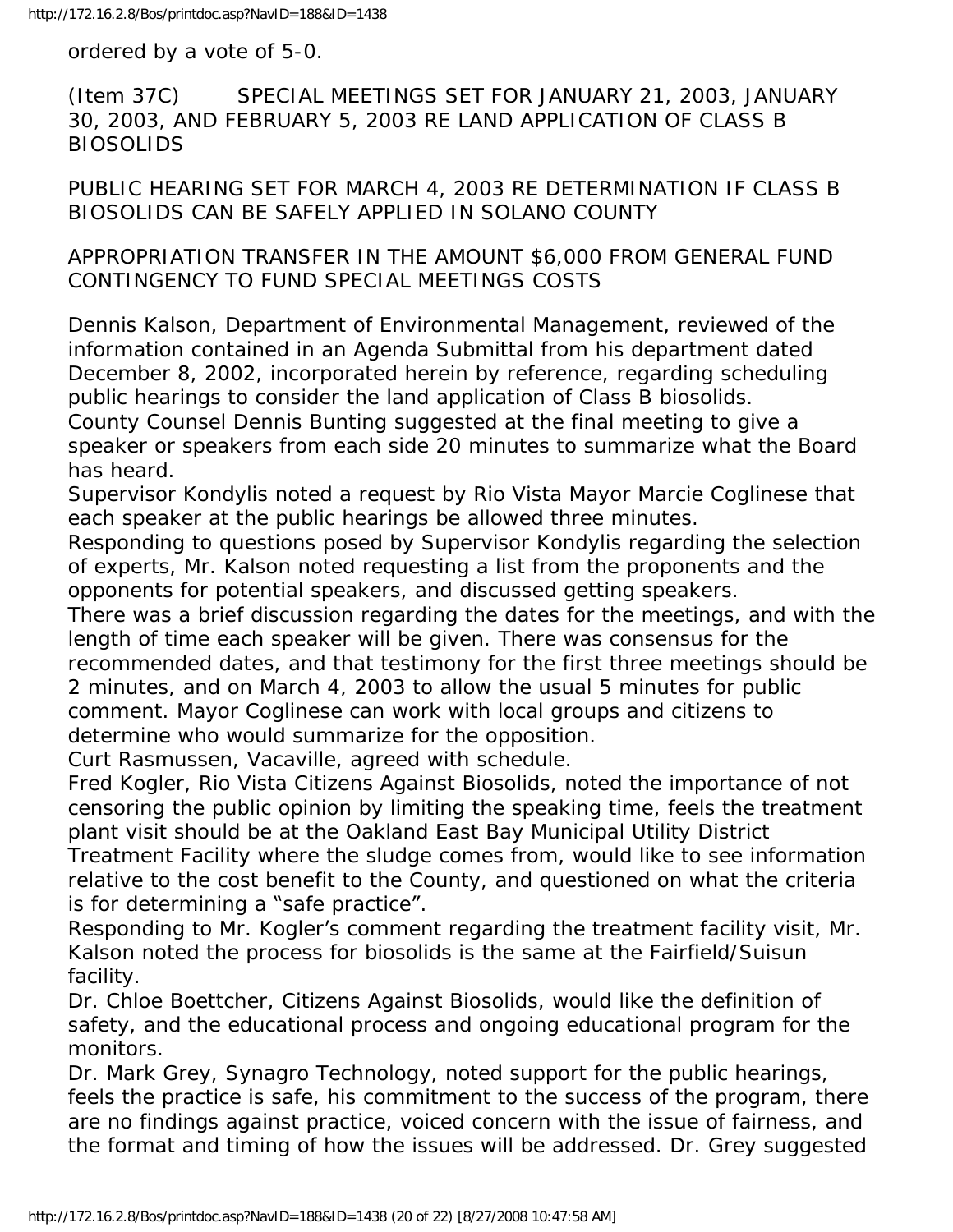ordered by a vote of 5-0.

(Item 37C) SPECIAL MEETINGS SET FOR JANUARY 21, 2003, JANUARY 30, 2003, AND FEBRUARY 5, 2003 RE LAND APPLICATION OF CLASS B BIOSOLIDS

PUBLIC HEARING SET FOR MARCH 4, 2003 RE DETERMINATION IF CLASS B BIOSOLIDS CAN BE SAFELY APPLIED IN SOLANO COUNTY

APPROPRIATION TRANSFER IN THE AMOUNT $6,000 FROM GENERAL FUND CONTINGENCY TO FUND SPECIAL MEETINGS COSTS

Dennis Kalson, Department of Environmental Management, reviewed of the information contained in an Agenda Submittal from his department dated December 8, 2002, incorporated herein by reference, regarding scheduling public hearings to consider the land application of Class B biosolids.
County Counsel Dennis Bunting suggested at the final meeting to give a speaker or speakers from each side 20 minutes to summarize what the Board has heard.
Supervisor Kondylis noted a request by Rio Vista Mayor Marcie Coglinese that each speaker at the public hearings be allowed three minutes.
Responding to questions posed by Supervisor Kondylis regarding the selection of experts, Mr. Kalson noted requesting a list from the proponents and the opponents for potential speakers, and discussed getting speakers.
There was a brief discussion regarding the dates for the meetings, and with the length of time each speaker will be given. There was consensus for the recommended dates, and that testimony for the first three meetings should be 2 minutes, and on March 4, 2003 to allow the usual 5 minutes for public comment. Mayor Coglinese can work with local groups and citizens to determine who would summarize for the opposition.
Curt Rasmussen, Vacaville, agreed with schedule.
Fred Kogler, Rio Vista Citizens Against Biosolids, noted the importance of not censoring the public opinion by limiting the speaking time, feels the treatment plant visit should be at the Oakland East Bay Municipal Utility District Treatment Facility where the sludge comes from, would like to see information relative to the cost benefit to the County, and questioned on what the criteria is for determining a "safe practice".
Responding to Mr. Kogler's comment regarding the treatment facility visit, Mr. Kalson noted the process for biosolids is the same at the Fairfield/Suisun facility.
Dr. Chloe Boettcher, Citizens Against Biosolids, would like the definition of safety, and the educational process and ongoing educational program for the monitors.
Dr. Mark Grey, Synagro Technology, noted support for the public hearings, feels the practice is safe, his commitment to the success of the program, there are no findings against practice, voiced concern with the issue of fairness, and the format and timing of how the issues will be addressed. Dr. Grey suggested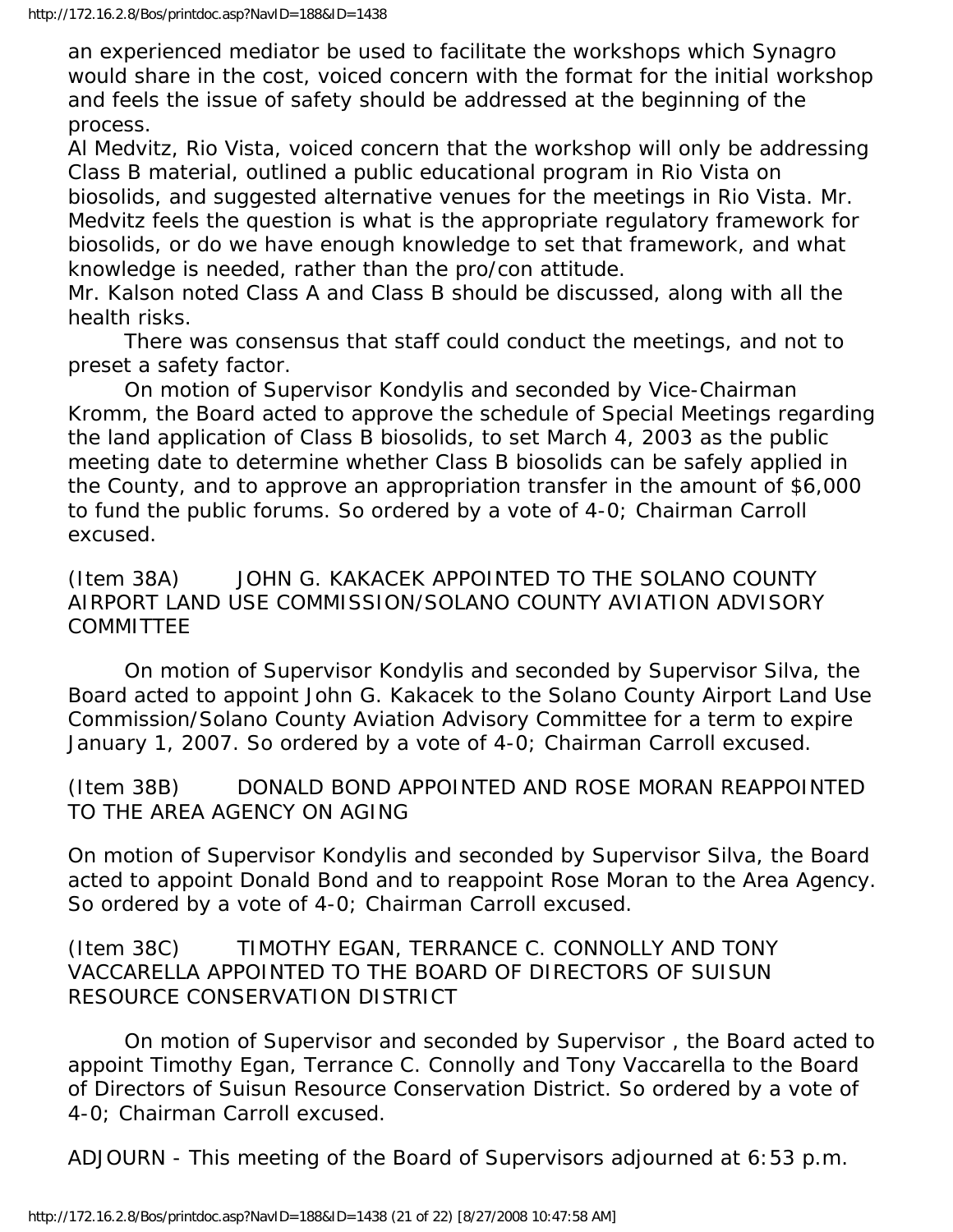an experienced mediator be used to facilitate the workshops which Synagro would share in the cost, voiced concern with the format for the initial workshop and feels the issue of safety should be addressed at the beginning of the process.

Al Medvitz, Rio Vista, voiced concern that the workshop will only be addressing Class B material, outlined a public educational program in Rio Vista on biosolids, and suggested alternative venues for the meetings in Rio Vista. Mr. Medvitz feels the question is what is the appropriate regulatory framework for biosolids, or do we have enough knowledge to set that framework, and what knowledge is needed, rather than the pro/con attitude.

Mr. Kalson noted Class A and Class B should be discussed, along with all the health risks.

There was consensus that staff could conduct the meetings, and not to preset a safety factor.

On motion of Supervisor Kondylis and seconded by Vice-Chairman Kromm, the Board acted to approve the schedule of Special Meetings regarding the land application of Class B biosolids, to set March 4, 2003 as the public meeting date to determine whether Class B biosolids can be safely applied in the County, and to approve an appropriation transfer in the amount of $6,000 to fund the public forums. So ordered by a vote of 4-0; Chairman Carroll excused.

(Item 38A) JOHN G. KAKACEK APPOINTED TO THE SOLANO COUNTY AIRPORT LAND USE COMMISSION/SOLANO COUNTY AVIATION ADVISORY COMMITTEE

On motion of Supervisor Kondylis and seconded by Supervisor Silva, the Board acted to appoint John G. Kakacek to the Solano County Airport Land Use Commission/Solano County Aviation Advisory Committee for a term to expire January 1, 2007. So ordered by a vote of 4-0; Chairman Carroll excused.

(Item 38B) DONALD BOND APPOINTED AND ROSE MORAN REAPPOINTED TO THE AREA AGENCY ON AGING

On motion of Supervisor Kondylis and seconded by Supervisor Silva, the Board acted to appoint Donald Bond and to reappoint Rose Moran to the Area Agency. So ordered by a vote of 4-0; Chairman Carroll excused.

(Item 38C) TIMOTHY EGAN, TERRANCE C. CONNOLLY AND TONY VACCARELLA APPOINTED TO THE BOARD OF DIRECTORS OF SUISUN RESOURCE CONSERVATION DISTRICT

On motion of Supervisor and seconded by Supervisor , the Board acted to appoint Timothy Egan, Terrance C. Connolly and Tony Vaccarella to the Board of Directors of Suisun Resource Conservation District. So ordered by a vote of 4-0; Chairman Carroll excused.

ADJOURN - This meeting of the Board of Supervisors adjourned at 6:53 p.m.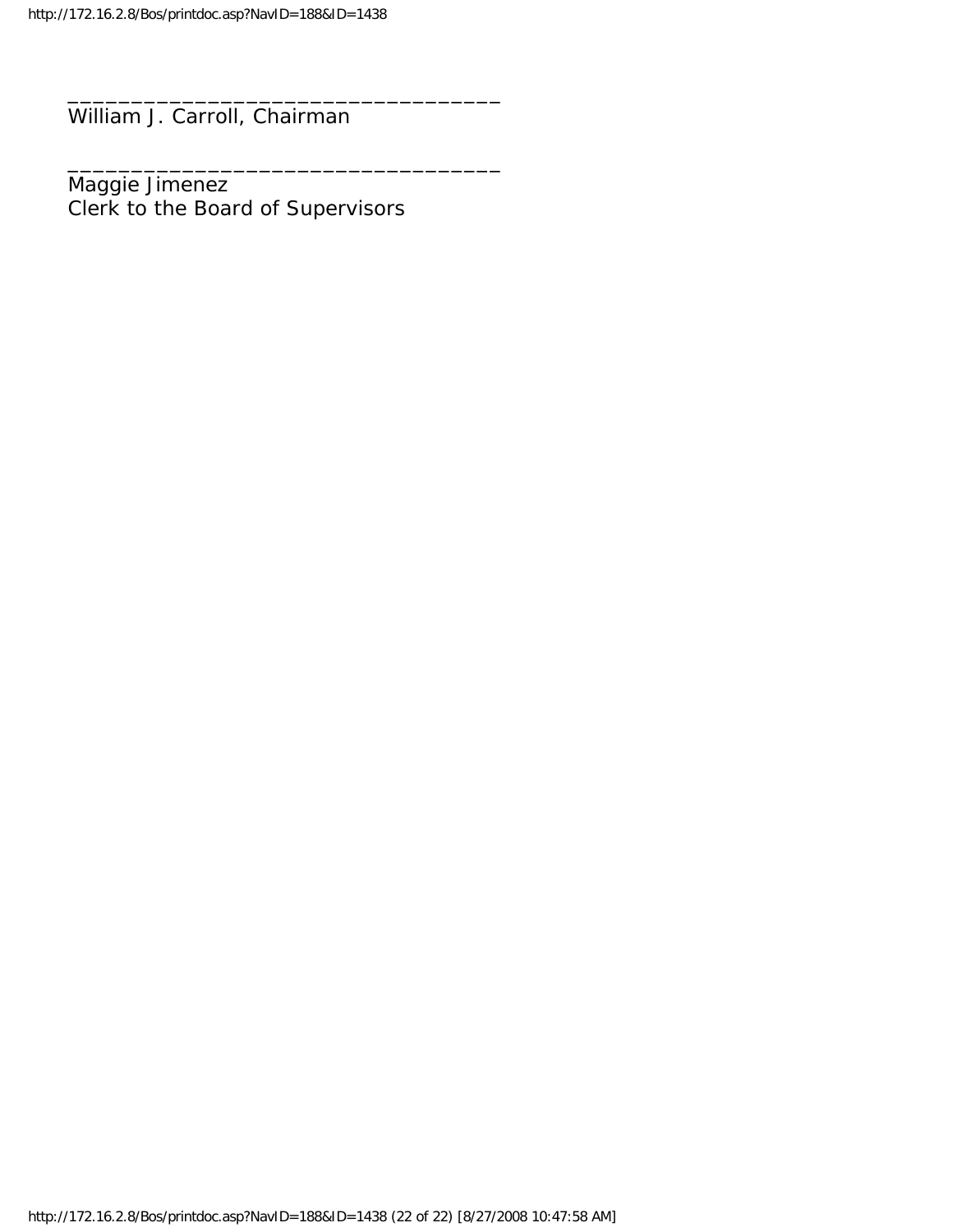_________________________________
William J. Carroll, Chairman

_________________________________
Maggie Jimenez
Clerk to the Board of Supervisors